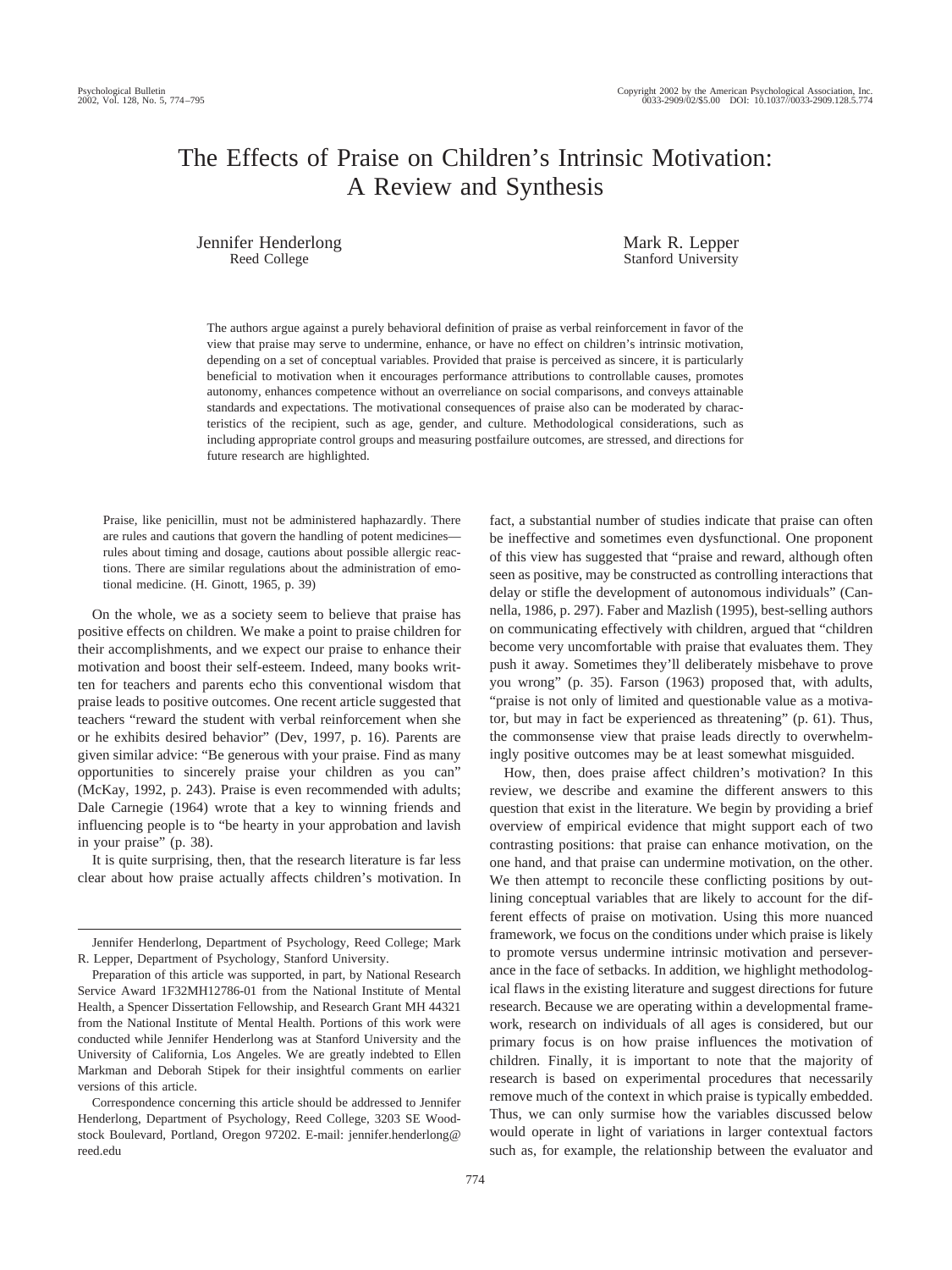# The Effects of Praise on Children's Intrinsic Motivation: A Review and Synthesis

Jennifer Henderlong
Reed College

Mark R. Lepper
Stanford University

The authors argue against a purely behavioral definition of praise as verbal reinforcement in favor of the view that praise may serve to undermine, enhance, or have no effect on children's intrinsic motivation, depending on a set of conceptual variables. Provided that praise is perceived as sincere, it is particularly beneficial to motivation when it encourages performance attributions to controllable causes, promotes autonomy, enhances competence without an overreliance on social comparisons, and conveys attainable standards and expectations. The motivational consequences of praise also can be moderated by characteristics of the recipient, such as age, gender, and culture. Methodological considerations, such as including appropriate control groups and measuring postfailure outcomes, are stressed, and directions for future research are highlighted.

> Praise, like penicillin, must not be administered haphazardly. There are rules and cautions that govern the handling of potent medicines—rules about timing and dosage, cautions about possible allergic reactions. There are similar regulations about the administration of emotional medicine. (H. Ginott, 1965, p. 39)

On the whole, we as a society seem to believe that praise has positive effects on children. We make a point to praise children for their accomplishments, and we expect our praise to enhance their motivation and boost their self-esteem. Indeed, many books written for teachers and parents echo this conventional wisdom that praise leads to positive outcomes. One recent article suggested that teachers "reward the student with verbal reinforcement when she or he exhibits desired behavior" (Dev, 1997, p. 16). Parents are given similar advice: "Be generous with your praise. Find as many opportunities to sincerely praise your children as you can" (McKay, 1992, p. 243). Praise is even recommended with adults; Dale Carnegie (1964) wrote that a key to winning friends and influencing people is to "be hearty in your approbation and lavish in your praise" (p. 38).

It is quite surprising, then, that the research literature is far less clear about how praise actually affects children's motivation. In fact, a substantial number of studies indicate that praise can often be ineffective and sometimes even dysfunctional. One proponent of this view has suggested that "praise and reward, although often seen as positive, may be constructed as controlling interactions that delay or stifle the development of autonomous individuals" (Cannella, 1986, p. 297). Faber and Mazlish (1995), best-selling authors on communicating effectively with children, argued that "children become very uncomfortable with praise that evaluates them. They push it away. Sometimes they'll deliberately misbehave to prove you wrong" (p. 35). Farson (1963) proposed that, with adults, "praise is not only of limited and questionable value as a motivator, but may in fact be experienced as threatening" (p. 61). Thus, the commonsense view that praise leads directly to overwhelmingly positive outcomes may be at least somewhat misguided.

How, then, does praise affect children's motivation? In this review, we describe and examine the different answers to this question that exist in the literature. We begin by providing a brief overview of empirical evidence that might support each of two contrasting positions: that praise can enhance motivation, on the one hand, and that praise can undermine motivation, on the other. We then attempt to reconcile these conflicting positions by outlining conceptual variables that are likely to account for the different effects of praise on motivation. Using this more nuanced framework, we focus on the conditions under which praise is likely to promote versus undermine intrinsic motivation and perseverance in the face of setbacks. In addition, we highlight methodological flaws in the existing literature and suggest directions for future research. Because we are operating within a developmental framework, research on individuals of all ages is considered, but our primary focus is on how praise influences the motivation of children. Finally, it is important to note that the majority of research is based on experimental procedures that necessarily remove much of the context in which praise is typically embedded. Thus, we can only surmise how the variables discussed below would operate in light of variations in larger contextual factors such as, for example, the relationship between the evaluator and

---

Jennifer Henderlong, Department of Psychology, Reed College; Mark R. Lepper, Department of Psychology, Stanford University.

Preparation of this article was supported, in part, by National Research Service Award 1F32MH12786-01 from the National Institute of Mental Health, a Spencer Dissertation Fellowship, and Research Grant MH 44321 from the National Institute of Mental Health. Portions of this work were conducted while Jennifer Henderlong was at Stanford University and the University of California, Los Angeles. We are greatly indebted to Ellen Markman and Deborah Stipek for their insightful comments on earlier versions of this article.

Correspondence concerning this article should be addressed to Jennifer Henderlong, Department of Psychology, Reed College, 3203 SE Woodstock Boulevard, Portland, Oregon 97202. E-mail: jennifer.henderlong@reed.edu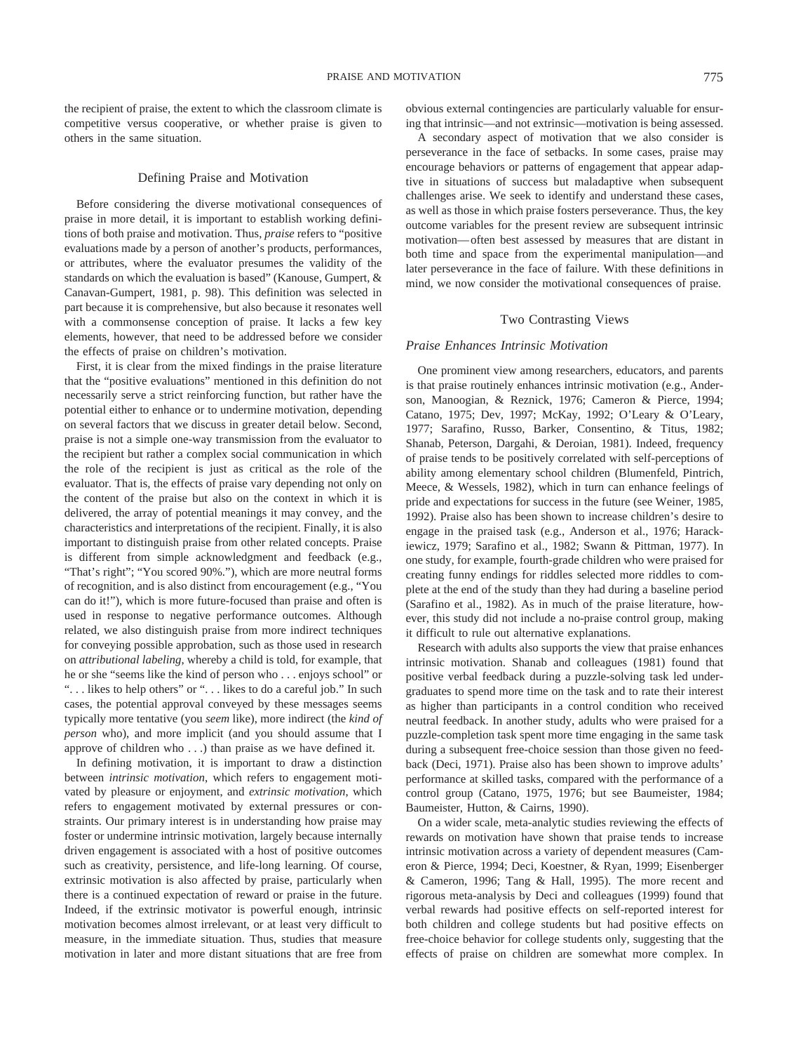the recipient of praise, the extent to which the classroom climate is competitive versus cooperative, or whether praise is given to others in the same situation.

## Defining Praise and Motivation

Before considering the diverse motivational consequences of praise in more detail, it is important to establish working definitions of both praise and motivation. Thus, *praise* refers to "positive evaluations made by a person of another's products, performances, or attributes, where the evaluator presumes the validity of the standards on which the evaluation is based" (Kanouse, Gumpert, & Canavan-Gumpert, 1981, p. 98). This definition was selected in part because it is comprehensive, but also because it resonates well with a commonsense conception of praise. It lacks a few key elements, however, that need to be addressed before we consider the effects of praise on children's motivation.

First, it is clear from the mixed findings in the praise literature that the "positive evaluations" mentioned in this definition do not necessarily serve a strict reinforcing function, but rather have the potential either to enhance or to undermine motivation, depending on several factors that we discuss in greater detail below. Second, praise is not a simple one-way transmission from the evaluator to the recipient but rather a complex social communication in which the role of the recipient is just as critical as the role of the evaluator. That is, the effects of praise vary depending not only on the content of the praise but also on the context in which it is delivered, the array of potential meanings it may convey, and the characteristics and interpretations of the recipient. Finally, it is also important to distinguish praise from other related concepts. Praise is different from simple acknowledgment and feedback (e.g., "That's right"; "You scored 90%."), which are more neutral forms of recognition, and is also distinct from encouragement (e.g., "You can do it!"), which is more future-focused than praise and often is used in response to negative performance outcomes. Although related, we also distinguish praise from more indirect techniques for conveying possible approbation, such as those used in research on *attributional labeling*, whereby a child is told, for example, that he or she "seems like the kind of person who . . . enjoys school" or ". . . likes to help others" or ". . . likes to do a careful job." In such cases, the potential approval conveyed by these messages seems typically more tentative (you *seem* like), more indirect (the *kind of person* who), and more implicit (and you should assume that I approve of children who . . .) than praise as we have defined it.

In defining motivation, it is important to draw a distinction between *intrinsic motivation*, which refers to engagement motivated by pleasure or enjoyment, and *extrinsic motivation*, which refers to engagement motivated by external pressures or constraints. Our primary interest is in understanding how praise may foster or undermine intrinsic motivation, largely because internally driven engagement is associated with a host of positive outcomes such as creativity, persistence, and life-long learning. Of course, extrinsic motivation is also affected by praise, particularly when there is a continued expectation of reward or praise in the future. Indeed, if the extrinsic motivator is powerful enough, intrinsic motivation becomes almost irrelevant, or at least very difficult to measure, in the immediate situation. Thus, studies that measure motivation in later and more distant situations that are free from obvious external contingencies are particularly valuable for ensuring that intrinsic—and not extrinsic—motivation is being assessed.

A secondary aspect of motivation that we also consider is perseverance in the face of setbacks. In some cases, praise may encourage behaviors or patterns of engagement that appear adaptive in situations of success but maladaptive when subsequent challenges arise. We seek to identify and understand these cases, as well as those in which praise fosters perseverance. Thus, the key outcome variables for the present review are subsequent intrinsic motivation—often best assessed by measures that are distant in both time and space from the experimental manipulation—and later perseverance in the face of failure. With these definitions in mind, we now consider the motivational consequences of praise.

## Two Contrasting Views

### *Praise Enhances Intrinsic Motivation*

One prominent view among researchers, educators, and parents is that praise routinely enhances intrinsic motivation (e.g., Anderson, Manoogian, & Reznick, 1976; Cameron & Pierce, 1994; Catano, 1975; Dev, 1997; McKay, 1992; O'Leary & O'Leary, 1977; Sarafino, Russo, Barker, Consentino, & Titus, 1982; Shanab, Peterson, Dargahi, & Deroian, 1981). Indeed, frequency of praise tends to be positively correlated with self-perceptions of ability among elementary school children (Blumenfeld, Pintrich, Meece, & Wessels, 1982), which in turn can enhance feelings of pride and expectations for success in the future (see Weiner, 1985, 1992). Praise also has been shown to increase children's desire to engage in the praised task (e.g., Anderson et al., 1976; Harackiewicz, 1979; Sarafino et al., 1982; Swann & Pittman, 1977). In one study, for example, fourth-grade children who were praised for creating funny endings for riddles selected more riddles to complete at the end of the study than they had during a baseline period (Sarafino et al., 1982). As in much of the praise literature, however, this study did not include a no-praise control group, making it difficult to rule out alternative explanations.

Research with adults also supports the view that praise enhances intrinsic motivation. Shanab and colleagues (1981) found that positive verbal feedback during a puzzle-solving task led undergraduates to spend more time on the task and to rate their interest as higher than participants in a control condition who received neutral feedback. In another study, adults who were praised for a puzzle-completion task spent more time engaging in the same task during a subsequent free-choice session than those given no feedback (Deci, 1971). Praise also has been shown to improve adults' performance at skilled tasks, compared with the performance of a control group (Catano, 1975, 1976; but see Baumeister, 1984; Baumeister, Hutton, & Cairns, 1990).

On a wider scale, meta-analytic studies reviewing the effects of rewards on motivation have shown that praise tends to increase intrinsic motivation across a variety of dependent measures (Cameron & Pierce, 1994; Deci, Koestner, & Ryan, 1999; Eisenberger & Cameron, 1996; Tang & Hall, 1995). The more recent and rigorous meta-analysis by Deci and colleagues (1999) found that verbal rewards had positive effects on self-reported interest for both children and college students but had positive effects on free-choice behavior for college students only, suggesting that the effects of praise on children are somewhat more complex. In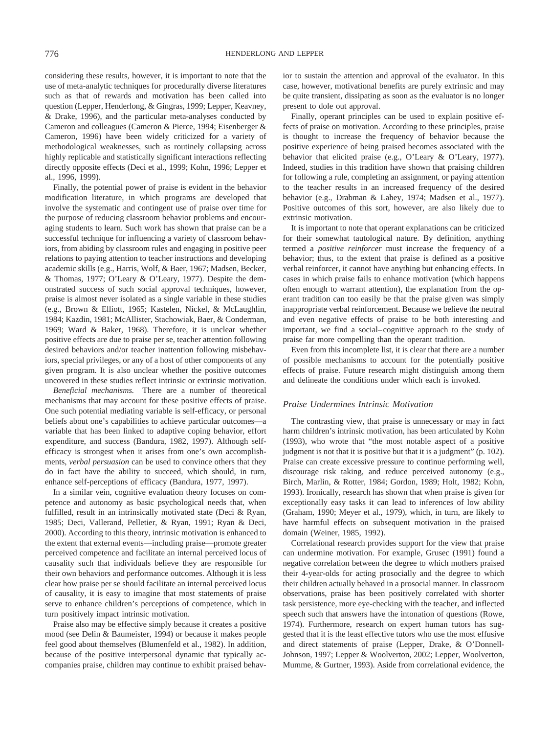considering these results, however, it is important to note that the use of meta-analytic techniques for procedurally diverse literatures such as that of rewards and motivation has been called into question (Lepper, Henderlong, & Gingras, 1999; Lepper, Keavney, & Drake, 1996), and the particular meta-analyses conducted by Cameron and colleagues (Cameron & Pierce, 1994; Eisenberger & Cameron, 1996) have been widely criticized for a variety of methodological weaknesses, such as routinely collapsing across highly replicable and statistically significant interactions reflecting directly opposite effects (Deci et al., 1999; Kohn, 1996; Lepper et al., 1996, 1999).

Finally, the potential power of praise is evident in the behavior modification literature, in which programs are developed that involve the systematic and contingent use of praise over time for the purpose of reducing classroom behavior problems and encouraging students to learn. Such work has shown that praise can be a successful technique for influencing a variety of classroom behaviors, from abiding by classroom rules and engaging in positive peer relations to paying attention to teacher instructions and developing academic skills (e.g., Harris, Wolf, & Baer, 1967; Madsen, Becker, & Thomas, 1977; O'Leary & O'Leary, 1977). Despite the demonstrated success of such social approval techniques, however, praise is almost never isolated as a single variable in these studies (e.g., Brown & Elliott, 1965; Kastelen, Nickel, & McLaughlin, 1984; Kazdin, 1981; McAllister, Stachowiak, Baer, & Conderman, 1969; Ward & Baker, 1968). Therefore, it is unclear whether positive effects are due to praise per se, teacher attention following desired behaviors and/or teacher inattention following misbehaviors, special privileges, or any of a host of other components of any given program. It is also unclear whether the positive outcomes uncovered in these studies reflect intrinsic or extrinsic motivation.

*Beneficial mechanisms.* There are a number of theoretical mechanisms that may account for these positive effects of praise. One such potential mediating variable is self-efficacy, or personal beliefs about one's capabilities to achieve particular outcomes—a variable that has been linked to adaptive coping behavior, effort expenditure, and success (Bandura, 1982, 1997). Although self-efficacy is strongest when it arises from one's own accomplishments, *verbal persuasion* can be used to convince others that they do in fact have the ability to succeed, which should, in turn, enhance self-perceptions of efficacy (Bandura, 1977, 1997).

In a similar vein, cognitive evaluation theory focuses on competence and autonomy as basic psychological needs that, when fulfilled, result in an intrinsically motivated state (Deci & Ryan, 1985; Deci, Vallerand, Pelletier, & Ryan, 1991; Ryan & Deci, 2000). According to this theory, intrinsic motivation is enhanced to the extent that external events—including praise—promote greater perceived competence and facilitate an internal perceived locus of causality such that individuals believe they are responsible for their own behaviors and performance outcomes. Although it is less clear how praise per se should facilitate an internal perceived locus of causality, it is easy to imagine that most statements of praise serve to enhance children's perceptions of competence, which in turn positively impact intrinsic motivation.

Praise also may be effective simply because it creates a positive mood (see Delin & Baumeister, 1994) or because it makes people feel good about themselves (Blumenfeld et al., 1982). In addition, because of the positive interpersonal dynamic that typically accompanies praise, children may continue to exhibit praised behavior to sustain the attention and approval of the evaluator. In this case, however, motivational benefits are purely extrinsic and may be quite transient, dissipating as soon as the evaluator is no longer present to dole out approval.

Finally, operant principles can be used to explain positive effects of praise on motivation. According to these principles, praise is thought to increase the frequency of behavior because the positive experience of being praised becomes associated with the behavior that elicited praise (e.g., O'Leary & O'Leary, 1977). Indeed, studies in this tradition have shown that praising children for following a rule, completing an assignment, or paying attention to the teacher results in an increased frequency of the desired behavior (e.g., Drabman & Lahey, 1974; Madsen et al., 1977). Positive outcomes of this sort, however, are also likely due to extrinsic motivation.

It is important to note that operant explanations can be criticized for their somewhat tautological nature. By definition, anything termed a *positive reinforcer* must increase the frequency of a behavior; thus, to the extent that praise is defined as a positive verbal reinforcer, it cannot have anything but enhancing effects. In cases in which praise fails to enhance motivation (which happens often enough to warrant attention), the explanation from the operant tradition can too easily be that the praise given was simply inappropriate verbal reinforcement. Because we believe the neutral and even negative effects of praise to be both interesting and important, we find a social–cognitive approach to the study of praise far more compelling than the operant tradition.

Even from this incomplete list, it is clear that there are a number of possible mechanisms to account for the potentially positive effects of praise. Future research might distinguish among them and delineate the conditions under which each is invoked.

### *Praise Undermines Intrinsic Motivation*

The contrasting view, that praise is unnecessary or may in fact harm children's intrinsic motivation, has been articulated by Kohn (1993), who wrote that "the most notable aspect of a positive judgment is not that it is positive but that it is a judgment" (p. 102). Praise can create excessive pressure to continue performing well, discourage risk taking, and reduce perceived autonomy (e.g., Birch, Marlin, & Rotter, 1984; Gordon, 1989; Holt, 1982; Kohn, 1993). Ironically, research has shown that when praise is given for exceptionally easy tasks it can lead to inferences of low ability (Graham, 1990; Meyer et al., 1979), which, in turn, are likely to have harmful effects on subsequent motivation in the praised domain (Weiner, 1985, 1992).

Correlational research provides support for the view that praise can undermine motivation. For example, Grusec (1991) found a negative correlation between the degree to which mothers praised their 4-year-olds for acting prosocially and the degree to which their children actually behaved in a prosocial manner. In classroom observations, praise has been positively correlated with shorter task persistence, more eye-checking with the teacher, and inflected speech such that answers have the intonation of questions (Rowe, 1974). Furthermore, research on expert human tutors has suggested that it is the least effective tutors who use the most effusive and direct statements of praise (Lepper, Drake, & O'Donnell-Johnson, 1997; Lepper & Woolverton, 2002; Lepper, Woolverton, Mumme, & Gurtner, 1993). Aside from correlational evidence, the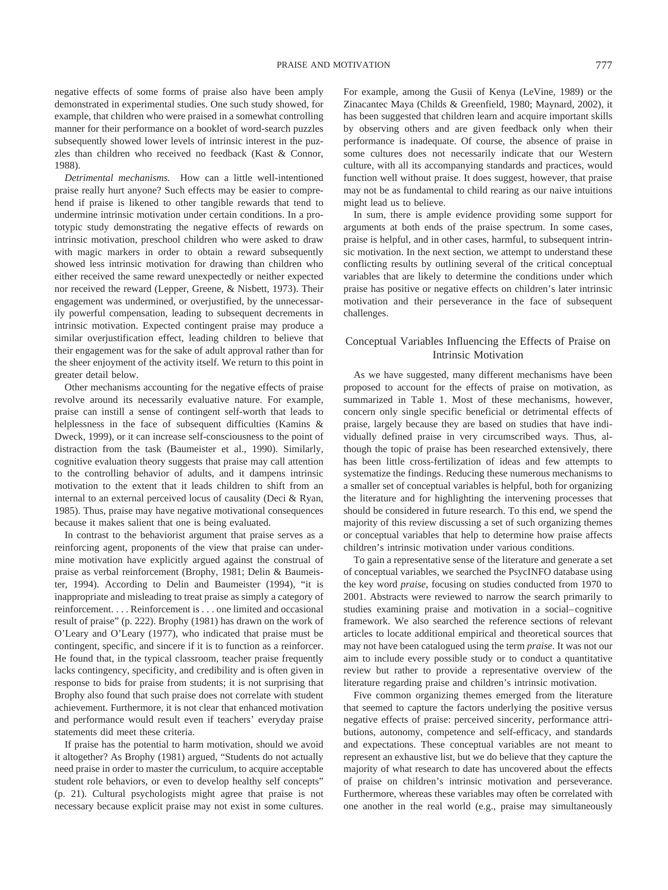negative effects of some forms of praise also have been amply demonstrated in experimental studies. One such study showed, for example, that children who were praised in a somewhat controlling manner for their performance on a booklet of word-search puzzles subsequently showed lower levels of intrinsic interest in the puzzles than children who received no feedback (Kast & Connor, 1988).

*Detrimental mechanisms.* How can a little well-intentioned praise really hurt anyone? Such effects may be easier to comprehend if praise is likened to other tangible rewards that tend to undermine intrinsic motivation under certain conditions. In a prototypic study demonstrating the negative effects of rewards on intrinsic motivation, preschool children who were asked to draw with magic markers in order to obtain a reward subsequently showed less intrinsic motivation for drawing than children who either received the same reward unexpectedly or neither expected nor received the reward (Lepper, Greene, & Nisbett, 1973). Their engagement was undermined, or overjustified, by the unnecessarily powerful compensation, leading to subsequent decrements in intrinsic motivation. Expected contingent praise may produce a similar overjustification effect, leading children to believe that their engagement was for the sake of adult approval rather than for the sheer enjoyment of the activity itself. We return to this point in greater detail below.

Other mechanisms accounting for the negative effects of praise revolve around its necessarily evaluative nature. For example, praise can instill a sense of contingent self-worth that leads to helplessness in the face of subsequent difficulties (Kamins & Dweck, 1999), or it can increase self-consciousness to the point of distraction from the task (Baumeister et al., 1990). Similarly, cognitive evaluation theory suggests that praise may call attention to the controlling behavior of adults, and it dampens intrinsic motivation to the extent that it leads children to shift from an internal to an external perceived locus of causality (Deci & Ryan, 1985). Thus, praise may have negative motivational consequences because it makes salient that one is being evaluated.

In contrast to the behaviorist argument that praise serves as a reinforcing agent, proponents of the view that praise can undermine motivation have explicitly argued against the construal of praise as verbal reinforcement (Brophy, 1981; Delin & Baumeister, 1994). According to Delin and Baumeister (1994), "it is inappropriate and misleading to treat praise as simply a category of reinforcement. . . . Reinforcement is . . . one limited and occasional result of praise" (p. 222). Brophy (1981) has drawn on the work of O'Leary and O'Leary (1977), who indicated that praise must be contingent, specific, and sincere if it is to function as a reinforcer. He found that, in the typical classroom, teacher praise frequently lacks contingency, specificity, and credibility and is often given in response to bids for praise from students; it is not surprising that Brophy also found that such praise does not correlate with student achievement. Furthermore, it is not clear that enhanced motivation and performance would result even if teachers' everyday praise statements did meet these criteria.

If praise has the potential to harm motivation, should we avoid it altogether? As Brophy (1981) argued, "Students do not actually need praise in order to master the curriculum, to acquire acceptable student role behaviors, or even to develop healthy self concepts" (p. 21). Cultural psychologists might agree that praise is not necessary because explicit praise may not exist in some cultures. For example, among the Gusii of Kenya (LeVine, 1989) or the Zinacantec Maya (Childs & Greenfield, 1980; Maynard, 2002), it has been suggested that children learn and acquire important skills by observing others and are given feedback only when their performance is inadequate. Of course, the absence of praise in some cultures does not necessarily indicate that our Western culture, with all its accompanying standards and practices, would function well without praise. It does suggest, however, that praise may not be as fundamental to child rearing as our naive intuitions might lead us to believe.

In sum, there is ample evidence providing some support for arguments at both ends of the praise spectrum. In some cases, praise is helpful, and in other cases, harmful, to subsequent intrinsic motivation. In the next section, we attempt to understand these conflicting results by outlining several of the critical conceptual variables that are likely to determine the conditions under which praise has positive or negative effects on children's later intrinsic motivation and their perseverance in the face of subsequent challenges.

## Conceptual Variables Influencing the Effects of Praise on Intrinsic Motivation

As we have suggested, many different mechanisms have been proposed to account for the effects of praise on motivation, as summarized in Table 1. Most of these mechanisms, however, concern only single specific beneficial or detrimental effects of praise, largely because they are based on studies that have individually defined praise in very circumscribed ways. Thus, although the topic of praise has been researched extensively, there has been little cross-fertilization of ideas and few attempts to systematize the findings. Reducing these numerous mechanisms to a smaller set of conceptual variables is helpful, both for organizing the literature and for highlighting the intervening processes that should be considered in future research. To this end, we spend the majority of this review discussing a set of such organizing themes or conceptual variables that help to determine how praise affects children's intrinsic motivation under various conditions.

To gain a representative sense of the literature and generate a set of conceptual variables, we searched the PsycINFO database using the key word *praise*, focusing on studies conducted from 1970 to 2001. Abstracts were reviewed to narrow the search primarily to studies examining praise and motivation in a social–cognitive framework. We also searched the reference sections of relevant articles to locate additional empirical and theoretical sources that may not have been catalogued using the term *praise*. It was not our aim to include every possible study or to conduct a quantitative review but rather to provide a representative overview of the literature regarding praise and children's intrinsic motivation.

Five common organizing themes emerged from the literature that seemed to capture the factors underlying the positive versus negative effects of praise: perceived sincerity, performance attributions, autonomy, competence and self-efficacy, and standards and expectations. These conceptual variables are not meant to represent an exhaustive list, but we do believe that they capture the majority of what research to date has uncovered about the effects of praise on children's intrinsic motivation and perseverance. Furthermore, whereas these variables may often be correlated with one another in the real world (e.g., praise may simultaneously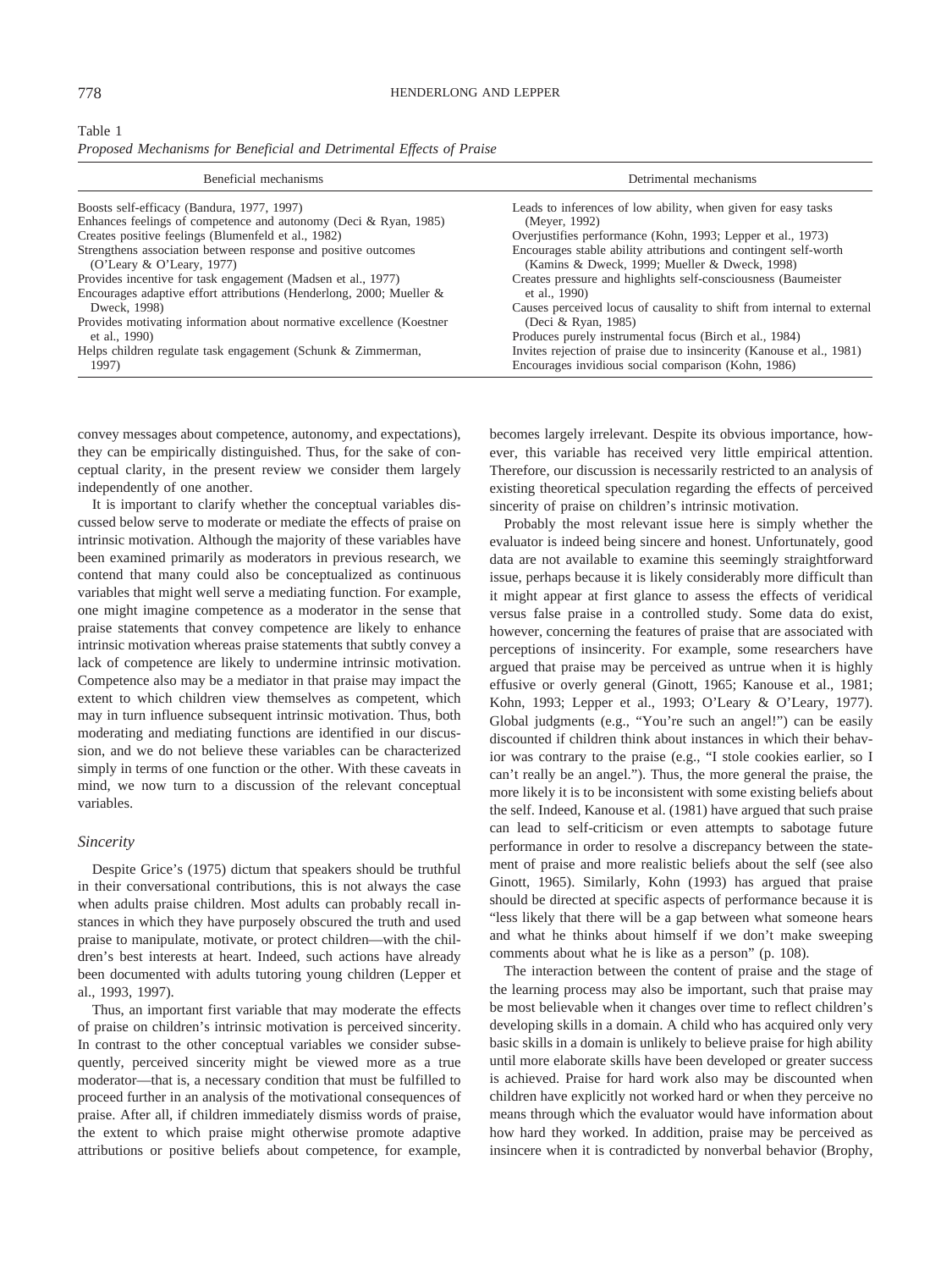Table 1
*Proposed Mechanisms for Beneficial and Detrimental Effects of Praise*

| Beneficial mechanisms | Detrimental mechanisms |
|---|---|
| Boosts self-efficacy (Bandura, 1977, 1997) | Leads to inferences of low ability, when given for easy tasks (Meyer, 1992) |
| Enhances feelings of competence and autonomy (Deci & Ryan, 1985) | Overjustifies performance (Kohn, 1993; Lepper et al., 1973) |
| Creates positive feelings (Blumenfeld et al., 1982) | Encourages stable ability attributions and contingent self-worth (Kamins & Dweck, 1999; Mueller & Dweck, 1998) |
| Strengthens association between response and positive outcomes (O'Leary & O'Leary, 1977) | Creates pressure and highlights self-consciousness (Baumeister et al., 1990) |
| Provides incentive for task engagement (Madsen et al., 1977) | Causes perceived locus of causality to shift from internal to external (Deci & Ryan, 1985) |
| Encourages adaptive effort attributions (Henderlong, 2000; Mueller & Dweck, 1998) | Produces purely instrumental focus (Birch et al., 1984) |
| Provides motivating information about normative excellence (Koestner et al., 1990) | Invites rejection of praise due to insincerity (Kanouse et al., 1981) |
| Helps children regulate task engagement (Schunk & Zimmerman, 1997) | Encourages invidious social comparison (Kohn, 1986) |

convey messages about competence, autonomy, and expectations), they can be empirically distinguished. Thus, for the sake of conceptual clarity, in the present review we consider them largely independently of one another.

It is important to clarify whether the conceptual variables discussed below serve to moderate or mediate the effects of praise on intrinsic motivation. Although the majority of these variables have been examined primarily as moderators in previous research, we contend that many could also be conceptualized as continuous variables that might well serve a mediating function. For example, one might imagine competence as a moderator in the sense that praise statements that convey competence are likely to enhance intrinsic motivation whereas praise statements that subtly convey a lack of competence are likely to undermine intrinsic motivation. Competence also may be a mediator in that praise may impact the extent to which children view themselves as competent, which may in turn influence subsequent intrinsic motivation. Thus, both moderating and mediating functions are identified in our discussion, and we do not believe these variables can be characterized simply in terms of one function or the other. With these caveats in mind, we now turn to a discussion of the relevant conceptual variables.

### *Sincerity*

Despite Grice's (1975) dictum that speakers should be truthful in their conversational contributions, this is not always the case when adults praise children. Most adults can probably recall instances in which they have purposely obscured the truth and used praise to manipulate, motivate, or protect children—with the children's best interests at heart. Indeed, such actions have already been documented with adults tutoring young children (Lepper et al., 1993, 1997).

Thus, an important first variable that may moderate the effects of praise on children's intrinsic motivation is perceived sincerity. In contrast to the other conceptual variables we consider subsequently, perceived sincerity might be viewed more as a true moderator—that is, a necessary condition that must be fulfilled to proceed further in an analysis of the motivational consequences of praise. After all, if children immediately dismiss words of praise, the extent to which praise might otherwise promote adaptive attributions or positive beliefs about competence, for example, becomes largely irrelevant. Despite its obvious importance, however, this variable has received very little empirical attention. Therefore, our discussion is necessarily restricted to an analysis of existing theoretical speculation regarding the effects of perceived sincerity of praise on children's intrinsic motivation.

Probably the most relevant issue here is simply whether the evaluator is indeed being sincere and honest. Unfortunately, good data are not available to examine this seemingly straightforward issue, perhaps because it is likely considerably more difficult than it might appear at first glance to assess the effects of veridical versus false praise in a controlled study. Some data do exist, however, concerning the features of praise that are associated with perceptions of insincerity. For example, some researchers have argued that praise may be perceived as untrue when it is highly effusive or overly general (Ginott, 1965; Kanouse et al., 1981; Kohn, 1993; Lepper et al., 1993; O'Leary & O'Leary, 1977). Global judgments (e.g., "You're such an angel!") can be easily discounted if children think about instances in which their behavior was contrary to the praise (e.g., "I stole cookies earlier, so I can't really be an angel."). Thus, the more general the praise, the more likely it is to be inconsistent with some existing beliefs about the self. Indeed, Kanouse et al. (1981) have argued that such praise can lead to self-criticism or even attempts to sabotage future performance in order to resolve a discrepancy between the statement of praise and more realistic beliefs about the self (see also Ginott, 1965). Similarly, Kohn (1993) has argued that praise should be directed at specific aspects of performance because it is "less likely that there will be a gap between what someone hears and what he thinks about himself if we don't make sweeping comments about what he is like as a person" (p. 108).

The interaction between the content of praise and the stage of the learning process may also be important, such that praise may be most believable when it changes over time to reflect children's developing skills in a domain. A child who has acquired only very basic skills in a domain is unlikely to believe praise for high ability until more elaborate skills have been developed or greater success is achieved. Praise for hard work also may be discounted when children have explicitly not worked hard or when they perceive no means through which the evaluator would have information about how hard they worked. In addition, praise may be perceived as insincere when it is contradicted by nonverbal behavior (Brophy,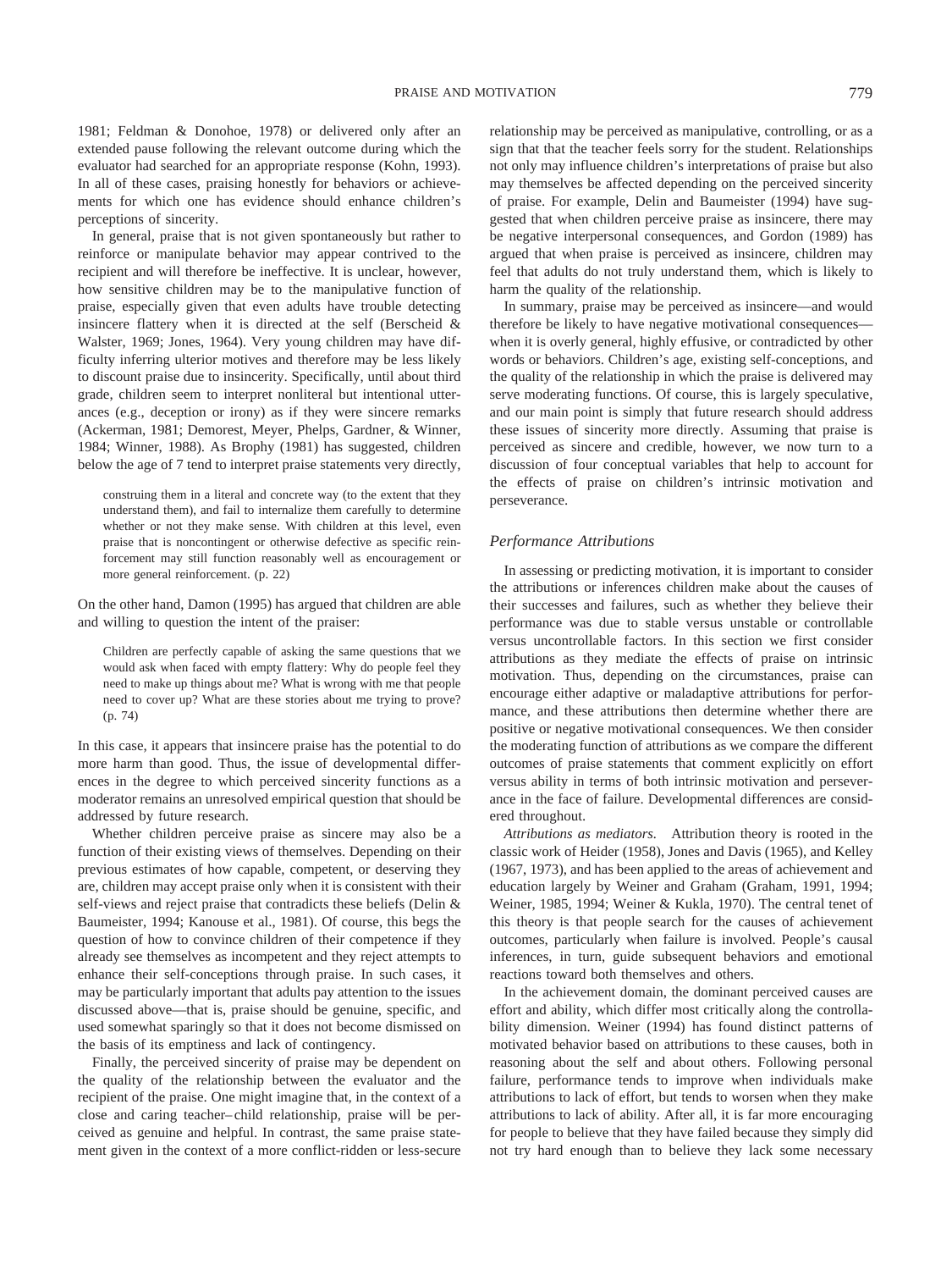1981; Feldman & Donohoe, 1978) or delivered only after an extended pause following the relevant outcome during which the evaluator had searched for an appropriate response (Kohn, 1993). In all of these cases, praising honestly for behaviors or achievements for which one has evidence should enhance children's perceptions of sincerity.

In general, praise that is not given spontaneously but rather to reinforce or manipulate behavior may appear contrived to the recipient and will therefore be ineffective. It is unclear, however, how sensitive children may be to the manipulative function of praise, especially given that even adults have trouble detecting insincere flattery when it is directed at the self (Berscheid & Walster, 1969; Jones, 1964). Very young children may have difficulty inferring ulterior motives and therefore may be less likely to discount praise due to insincerity. Specifically, until about third grade, children seem to interpret nonliteral but intentional utterances (e.g., deception or irony) as if they were sincere remarks (Ackerman, 1981; Demorest, Meyer, Phelps, Gardner, & Winner, 1984; Winner, 1988). As Brophy (1981) has suggested, children below the age of 7 tend to interpret praise statements very directly,

> construing them in a literal and concrete way (to the extent that they understand them), and fail to internalize them carefully to determine whether or not they make sense. With children at this level, even praise that is noncontingent or otherwise defective as specific reinforcement may still function reasonably well as encouragement or more general reinforcement. (p. 22)

On the other hand, Damon (1995) has argued that children are able and willing to question the intent of the praiser:

> Children are perfectly capable of asking the same questions that we would ask when faced with empty flattery: Why do people feel they need to make up things about me? What is wrong with me that people need to cover up? What are these stories about me trying to prove? (p. 74)

In this case, it appears that insincere praise has the potential to do more harm than good. Thus, the issue of developmental differences in the degree to which perceived sincerity functions as a moderator remains an unresolved empirical question that should be addressed by future research.

Whether children perceive praise as sincere may also be a function of their existing views of themselves. Depending on their previous estimates of how capable, competent, or deserving they are, children may accept praise only when it is consistent with their self-views and reject praise that contradicts these beliefs (Delin & Baumeister, 1994; Kanouse et al., 1981). Of course, this begs the question of how to convince children of their competence if they already see themselves as incompetent and they reject attempts to enhance their self-conceptions through praise. In such cases, it may be particularly important that adults pay attention to the issues discussed above—that is, praise should be genuine, specific, and used somewhat sparingly so that it does not become dismissed on the basis of its emptiness and lack of contingency.

Finally, the perceived sincerity of praise may be dependent on the quality of the relationship between the evaluator and the recipient of the praise. One might imagine that, in the context of a close and caring teacher–child relationship, praise will be perceived as genuine and helpful. In contrast, the same praise statement given in the context of a more conflict-ridden or less-secure relationship may be perceived as manipulative, controlling, or as a sign that the teacher feels sorry for the student. Relationships not only may influence children's interpretations of praise but also may themselves be affected depending on the perceived sincerity of praise. For example, Delin and Baumeister (1994) have suggested that when children perceive praise as insincere, there may be negative interpersonal consequences, and Gordon (1989) has argued that when praise is perceived as insincere, children may feel that adults do not truly understand them, which is likely to harm the quality of the relationship.

In summary, praise may be perceived as insincere—and would therefore be likely to have negative motivational consequences—when it is overly general, highly effusive, or contradicted by other words or behaviors. Children's age, existing self-conceptions, and the quality of the relationship in which the praise is delivered may serve moderating functions. Of course, this is largely speculative, and our main point is simply that future research should address these issues of sincerity more directly. Assuming that praise is perceived as sincere and credible, however, we now turn to a discussion of four conceptual variables that help to account for the effects of praise on children's intrinsic motivation and perseverance.

### *Performance Attributions*

In assessing or predicting motivation, it is important to consider the attributions or inferences children make about the causes of their successes and failures, such as whether they believe their performance was due to stable versus unstable or controllable versus uncontrollable factors. In this section we first consider attributions as they mediate the effects of praise on intrinsic motivation. Thus, depending on the circumstances, praise can encourage either adaptive or maladaptive attributions for performance, and these attributions then determine whether there are positive or negative motivational consequences. We then consider the moderating function of attributions as we compare the different outcomes of praise statements that comment explicitly on effort versus ability in terms of both intrinsic motivation and perseverance in the face of failure. Developmental differences are considered throughout.

*Attributions as mediators.* Attribution theory is rooted in the classic work of Heider (1958), Jones and Davis (1965), and Kelley (1967, 1973), and has been applied to the areas of achievement and education largely by Weiner and Graham (Graham, 1991, 1994; Weiner, 1985, 1994; Weiner & Kukla, 1970). The central tenet of this theory is that people search for the causes of achievement outcomes, particularly when failure is involved. People's causal inferences, in turn, guide subsequent behaviors and emotional reactions toward both themselves and others.

In the achievement domain, the dominant perceived causes are effort and ability, which differ most critically along the controllability dimension. Weiner (1994) has found distinct patterns of motivated behavior based on attributions to these causes, both in reasoning about the self and about others. Following personal failure, performance tends to improve when individuals make attributions to lack of effort, but tends to worsen when they make attributions to lack of ability. After all, it is far more encouraging for people to believe that they have failed because they simply did not try hard enough than to believe they lack some necessary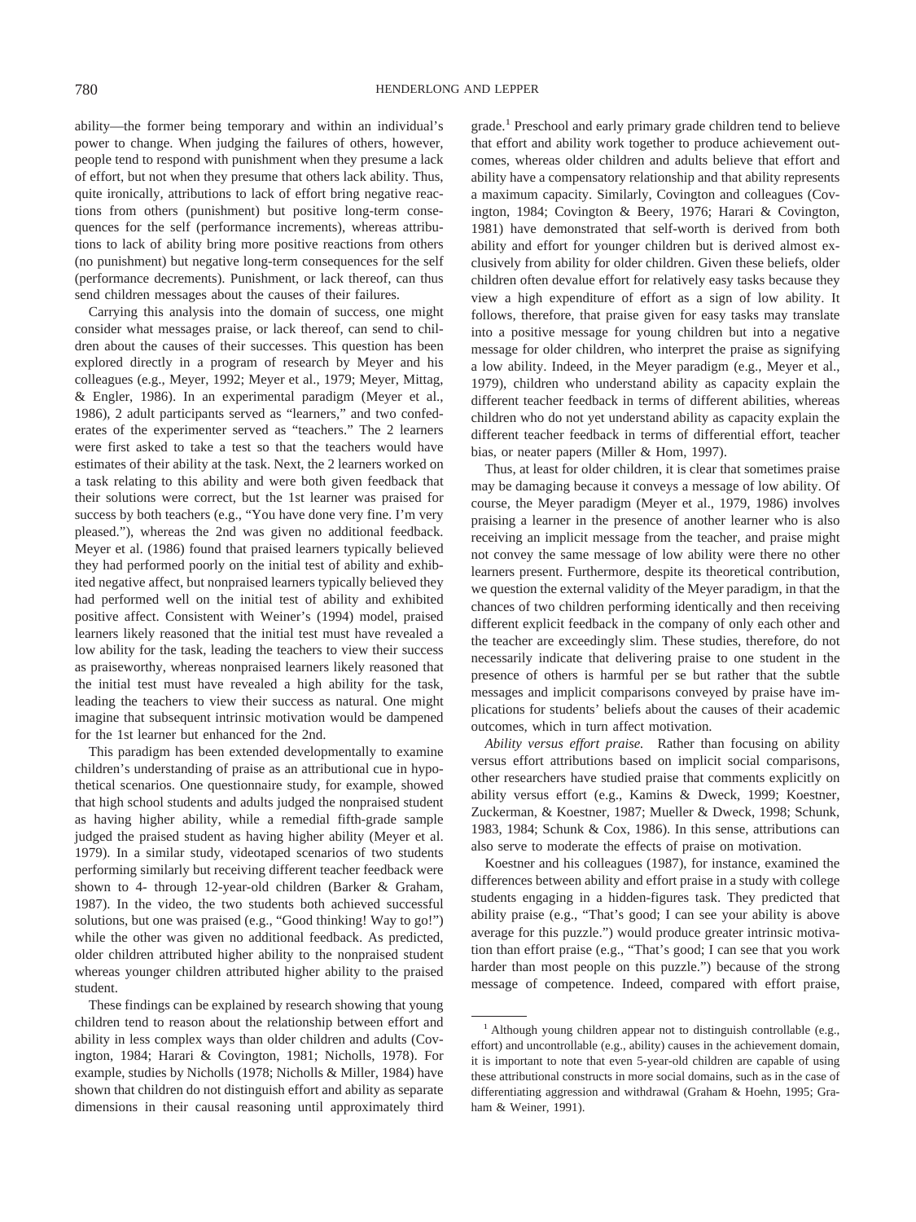ability—the former being temporary and within an individual's power to change. When judging the failures of others, however, people tend to respond with punishment when they presume a lack of effort, but not when they presume that others lack ability. Thus, quite ironically, attributions to lack of effort bring negative reactions from others (punishment) but positive long-term consequences for the self (performance increments), whereas attributions to lack of ability bring more positive reactions from others (no punishment) but negative long-term consequences for the self (performance decrements). Punishment, or lack thereof, can thus send children messages about the causes of their failures.

Carrying this analysis into the domain of success, one might consider what messages praise, or lack thereof, can send to children about the causes of their successes. This question has been explored directly in a program of research by Meyer and his colleagues (e.g., Meyer, 1992; Meyer et al., 1979; Meyer, Mittag, & Engler, 1986). In an experimental paradigm (Meyer et al., 1986), 2 adult participants served as "learners," and two confederates of the experimenter served as "teachers." The 2 learners were first asked to take a test so that the teachers would have estimates of their ability at the task. Next, the 2 learners worked on a task relating to this ability and were both given feedback that their solutions were correct, but the 1st learner was praised for success by both teachers (e.g., "You have done very fine. I'm very pleased."), whereas the 2nd was given no additional feedback. Meyer et al. (1986) found that praised learners typically believed they had performed poorly on the initial test of ability and exhibited negative affect, but nonpraised learners typically believed they had performed well on the initial test of ability and exhibited positive affect. Consistent with Weiner's (1994) model, praised learners likely reasoned that the initial test must have revealed a low ability for the task, leading the teachers to view their success as praiseworthy, whereas nonpraised learners likely reasoned that the initial test must have revealed a high ability for the task, leading the teachers to view their success as natural. One might imagine that subsequent intrinsic motivation would be dampened for the 1st learner but enhanced for the 2nd.

This paradigm has been extended developmentally to examine children's understanding of praise as an attributional cue in hypothetical scenarios. One questionnaire study, for example, showed that high school students and adults judged the nonpraised student as having higher ability, while a remedial fifth-grade sample judged the praised student as having higher ability (Meyer et al. 1979). In a similar study, videotaped scenarios of two students performing similarly but receiving different teacher feedback were shown to 4- through 12-year-old children (Barker & Graham, 1987). In the video, the two students both achieved successful solutions, but one was praised (e.g., "Good thinking! Way to go!") while the other was given no additional feedback. As predicted, older children attributed higher ability to the nonpraised student whereas younger children attributed higher ability to the praised student.

These findings can be explained by research showing that young children tend to reason about the relationship between effort and ability in less complex ways than older children and adults (Covington, 1984; Harari & Covington, 1981; Nicholls, 1978). For example, studies by Nicholls (1978; Nicholls & Miller, 1984) have shown that children do not distinguish effort and ability as separate dimensions in their causal reasoning until approximately third grade.[1] Preschool and early primary grade children tend to believe that effort and ability work together to produce achievement outcomes, whereas older children and adults believe that effort and ability have a compensatory relationship and that ability represents a maximum capacity. Similarly, Covington and colleagues (Covington, 1984; Covington & Beery, 1976; Harari & Covington, 1981) have demonstrated that self-worth is derived from both ability and effort for younger children but is derived almost exclusively from ability for older children. Given these beliefs, older children often devalue effort for relatively easy tasks because they view a high expenditure of effort as a sign of low ability. It follows, therefore, that praise given for easy tasks may translate into a positive message for young children but into a negative message for older children, who interpret the praise as signifying a low ability. Indeed, in the Meyer paradigm (e.g., Meyer et al., 1979), children who understand ability as capacity explain the different teacher feedback in terms of different abilities, whereas children who do not yet understand ability as capacity explain the different teacher feedback in terms of differential effort, teacher bias, or neater papers (Miller & Hom, 1997).

Thus, at least for older children, it is clear that sometimes praise may be damaging because it conveys a message of low ability. Of course, the Meyer paradigm (Meyer et al., 1979, 1986) involves praising a learner in the presence of another learner who is also receiving an implicit message from the teacher, and praise might not convey the same message of low ability were there no other learners present. Furthermore, despite its theoretical contribution, we question the external validity of the Meyer paradigm, in that the chances of two children performing identically and then receiving different explicit feedback in the company of only each other and the teacher are exceedingly slim. These studies, therefore, do not necessarily indicate that delivering praise to one student in the presence of others is harmful per se but rather that the subtle messages and implicit comparisons conveyed by praise have implications for students' beliefs about the causes of their academic outcomes, which in turn affect motivation.

*Ability versus effort praise.* Rather than focusing on ability versus effort attributions based on implicit social comparisons, other researchers have studied praise that comments explicitly on ability versus effort (e.g., Kamins & Dweck, 1999; Koestner, Zuckerman, & Koestner, 1987; Mueller & Dweck, 1998; Schunk, 1983, 1984; Schunk & Cox, 1986). In this sense, attributions can also serve to moderate the effects of praise on motivation.

Koestner and his colleagues (1987), for instance, examined the differences between ability and effort praise in a study with college students engaging in a hidden-figures task. They predicted that ability praise (e.g., "That's good; I can see your ability is above average for this puzzle.") would produce greater intrinsic motivation than effort praise (e.g., "That's good; I can see that you work harder than most people on this puzzle.") because of the strong message of competence. Indeed, compared with effort praise,

[1] Although young children appear not to distinguish controllable (e.g., effort) and uncontrollable (e.g., ability) causes in the achievement domain, it is important to note that even 5-year-old children are capable of using these attributional constructs in more social domains, such as in the case of differentiating aggression and withdrawal (Graham & Hoehn, 1995; Graham & Weiner, 1991).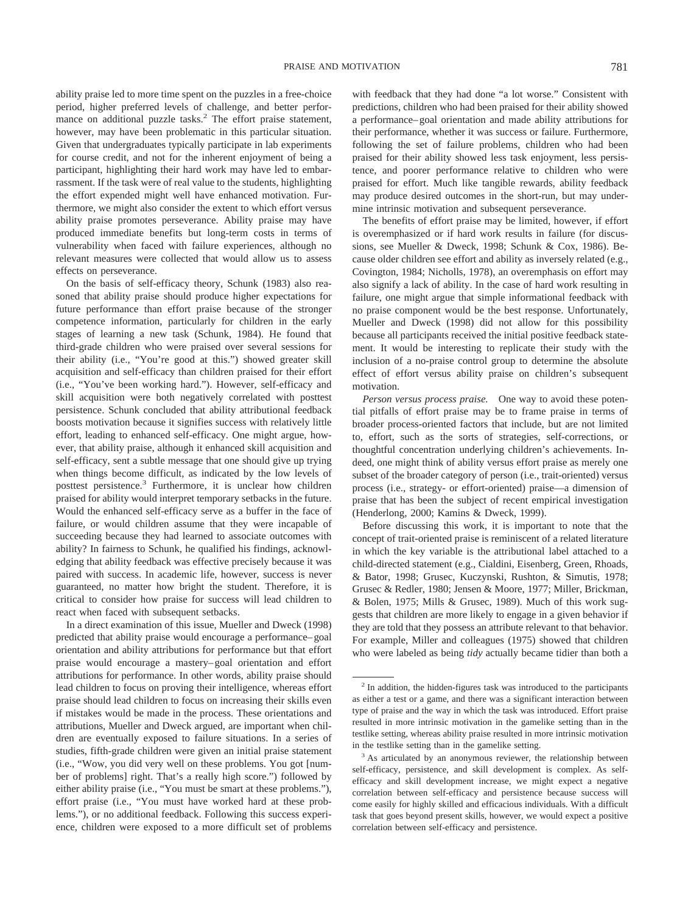ability praise led to more time spent on the puzzles in a free-choice period, higher preferred levels of challenge, and better performance on additional puzzle tasks.[2] The effort praise statement, however, may have been problematic in this particular situation. Given that undergraduates typically participate in lab experiments for course credit, and not for the inherent enjoyment of being a participant, highlighting their hard work may have led to embarrassment. If the task were of real value to the students, highlighting the effort expended might well have enhanced motivation. Furthermore, we might also consider the extent to which effort versus ability praise promotes perseverance. Ability praise may have produced immediate benefits but long-term costs in terms of vulnerability when faced with failure experiences, although no relevant measures were collected that would allow us to assess effects on perseverance.

On the basis of self-efficacy theory, Schunk (1983) also reasoned that ability praise should produce higher expectations for future performance than effort praise because of the stronger competence information, particularly for children in the early stages of learning a new task (Schunk, 1984). He found that third-grade children who were praised over several sessions for their ability (i.e., "You're good at this.") showed greater skill acquisition and self-efficacy than children praised for their effort (i.e., "You've been working hard."). However, self-efficacy and skill acquisition were both negatively correlated with posttest persistence. Schunk concluded that ability attributional feedback boosts motivation because it signifies success with relatively little effort, leading to enhanced self-efficacy. One might argue, however, that ability praise, although it enhanced skill acquisition and self-efficacy, sent a subtle message that one should give up trying when things become difficult, as indicated by the low levels of posttest persistence.[3] Furthermore, it is unclear how children praised for ability would interpret temporary setbacks in the future. Would the enhanced self-efficacy serve as a buffer in the face of failure, or would children assume that they were incapable of succeeding because they had learned to associate outcomes with ability? In fairness to Schunk, he qualified his findings, acknowledging that ability feedback was effective precisely because it was paired with success. In academic life, however, success is never guaranteed, no matter how bright the student. Therefore, it is critical to consider how praise for success will lead children to react when faced with subsequent setbacks.

In a direct examination of this issue, Mueller and Dweck (1998) predicted that ability praise would encourage a performance–goal orientation and ability attributions for performance but that effort praise would encourage a mastery–goal orientation and effort attributions for performance. In other words, ability praise should lead children to focus on proving their intelligence, whereas effort praise should lead children to focus on increasing their skills even if mistakes would be made in the process. These orientations and attributions, Mueller and Dweck argued, are important when children are eventually exposed to failure situations. In a series of studies, fifth-grade children were given an initial praise statement (i.e., "Wow, you did very well on these problems. You got [number of problems] right. That's a really high score.") followed by either ability praise (i.e., "You must be smart at these problems."), effort praise (i.e., "You must have worked hard at these problems."), or no additional feedback. Following this success experience, children were exposed to a more difficult set of problems with feedback that they had done "a lot worse." Consistent with predictions, children who had been praised for their ability showed a performance–goal orientation and made ability attributions for their performance, whether it was success or failure. Furthermore, following the set of failure problems, children who had been praised for their ability showed less task enjoyment, less persistence, and poorer performance relative to children who were praised for effort. Much like tangible rewards, ability feedback may produce desired outcomes in the short-run, but may undermine intrinsic motivation and subsequent perseverance.

The benefits of effort praise may be limited, however, if effort is overemphasized or if hard work results in failure (for discussions, see Mueller & Dweck, 1998; Schunk & Cox, 1986). Because older children see effort and ability as inversely related (e.g., Covington, 1984; Nicholls, 1978), an overemphasis on effort may also signify a lack of ability. In the case of hard work resulting in failure, one might argue that simple informational feedback with no praise component would be the best response. Unfortunately, Mueller and Dweck (1998) did not allow for this possibility because all participants received the initial positive feedback statement. It would be interesting to replicate their study with the inclusion of a no-praise control group to determine the absolute effect of effort versus ability praise on children's subsequent motivation.

*Person versus process praise.* One way to avoid these potential pitfalls of effort praise may be to frame praise in terms of broader process-oriented factors that include, but are not limited to, effort, such as the sorts of strategies, self-corrections, or thoughtful concentration underlying children's achievements. Indeed, one might think of ability versus effort praise as merely one subset of the broader category of person (i.e., trait-oriented) versus process (i.e., strategy- or effort-oriented) praise—a dimension of praise that has been the subject of recent empirical investigation (Henderlong, 2000; Kamins & Dweck, 1999).

Before discussing this work, it is important to note that the concept of trait-oriented praise is reminiscent of a related literature in which the key variable is the attributional label attached to a child-directed statement (e.g., Cialdini, Eisenberg, Green, Rhoads, & Bator, 1998; Grusec, Kuczynski, Rushton, & Simutis, 1978; Grusec & Redler, 1980; Jensen & Moore, 1977; Miller, Brickman, & Bolen, 1975; Mills & Grusec, 1989). Much of this work suggests that children are more likely to engage in a given behavior if they are told that they possess an attribute relevant to that behavior. For example, Miller and colleagues (1975) showed that children who were labeled as being *tidy* actually became tidier than both a

[2] In addition, the hidden-figures task was introduced to the participants as either a test or a game, and there was a significant interaction between type of praise and the way in which the task was introduced. Effort praise resulted in more intrinsic motivation in the gamelike setting than in the testlike setting, whereas ability praise resulted in more intrinsic motivation in the testlike setting than in the gamelike setting.

[3] As articulated by an anonymous reviewer, the relationship between self-efficacy, persistence, and skill development is complex. As self-efficacy and skill development increase, we might expect a negative correlation between self-efficacy and persistence because success will come easily for highly skilled and efficacious individuals. With a difficult task that goes beyond present skills, however, we would expect a positive correlation between self-efficacy and persistence.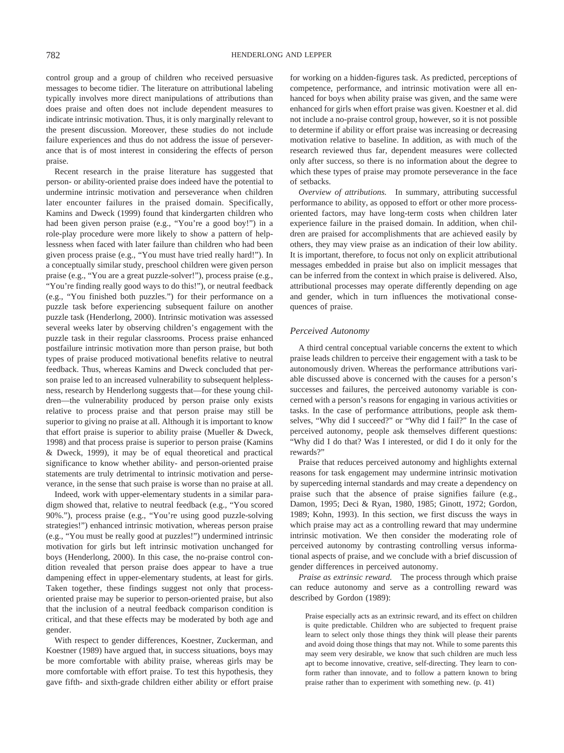control group and a group of children who received persuasive messages to become tidier. The literature on attributional labeling typically involves more direct manipulations of attributions than does praise and often does not include dependent measures to indicate intrinsic motivation. Thus, it is only marginally relevant to the present discussion. Moreover, these studies do not include failure experiences and thus do not address the issue of perseverance that is of most interest in considering the effects of person praise.

Recent research in the praise literature has suggested that person- or ability-oriented praise does indeed have the potential to undermine intrinsic motivation and perseverance when children later encounter failures in the praised domain. Specifically, Kamins and Dweck (1999) found that kindergarten children who had been given person praise (e.g., "You're a good boy!") in a role-play procedure were more likely to show a pattern of helplessness when faced with later failure than children who had been given process praise (e.g., "You must have tried really hard!"). In a conceptually similar study, preschool children were given person praise (e.g., "You are a great puzzle-solver!"), process praise (e.g., "You're finding really good ways to do this!"), or neutral feedback (e.g., "You finished both puzzles.") for their performance on a puzzle task before experiencing subsequent failure on another puzzle task (Henderlong, 2000). Intrinsic motivation was assessed several weeks later by observing children's engagement with the puzzle task in their regular classrooms. Process praise enhanced postfailure intrinsic motivation more than person praise, but both types of praise produced motivational benefits relative to neutral feedback. Thus, whereas Kamins and Dweck concluded that person praise led to an increased vulnerability to subsequent helplessness, research by Henderlong suggests that—for these young children—the vulnerability produced by person praise only exists relative to process praise and that person praise may still be superior to giving no praise at all. Although it is important to know that effort praise is superior to ability praise (Mueller & Dweck, 1998) and that process praise is superior to person praise (Kamins & Dweck, 1999), it may be of equal theoretical and practical significance to know whether ability- and person-oriented praise statements are truly detrimental to intrinsic motivation and perseverance, in the sense that such praise is worse than no praise at all.

Indeed, work with upper-elementary students in a similar paradigm showed that, relative to neutral feedback (e.g., "You scored 90%."), process praise (e.g., "You're using good puzzle-solving strategies!") enhanced intrinsic motivation, whereas person praise (e.g., "You must be really good at puzzles!") undermined intrinsic motivation for girls but left intrinsic motivation unchanged for boys (Henderlong, 2000). In this case, the no-praise control condition revealed that person praise does appear to have a true dampening effect in upper-elementary students, at least for girls. Taken together, these findings suggest not only that process-oriented praise may be superior to person-oriented praise, but also that the inclusion of a neutral feedback comparison condition is critical, and that these effects may be moderated by both age and gender.

With respect to gender differences, Koestner, Zuckerman, and Koestner (1989) have argued that, in success situations, boys may be more comfortable with ability praise, whereas girls may be more comfortable with effort praise. To test this hypothesis, they gave fifth- and sixth-grade children either ability or effort praise for working on a hidden-figures task. As predicted, perceptions of competence, performance, and intrinsic motivation were all enhanced for boys when ability praise was given, and the same were enhanced for girls when effort praise was given. Koestner et al. did not include a no-praise control group, however, so it is not possible to determine if ability or effort praise was increasing or decreasing motivation relative to baseline. In addition, as with much of the research reviewed thus far, dependent measures were collected only after success, so there is no information about the degree to which these types of praise may promote perseverance in the face of setbacks.

*Overview of attributions.* In summary, attributing successful performance to ability, as opposed to effort or other more process-oriented factors, may have long-term costs when children later experience failure in the praised domain. In addition, when children are praised for accomplishments that are achieved easily by others, they may view praise as an indication of their low ability. It is important, therefore, to focus not only on explicit attributional messages embedded in praise but also on implicit messages that can be inferred from the context in which praise is delivered. Also, attributional processes may operate differently depending on age and gender, which in turn influences the motivational consequences of praise.

### Perceived Autonomy

A third central conceptual variable concerns the extent to which praise leads children to perceive their engagement with a task to be autonomously driven. Whereas the performance attributions variable discussed above is concerned with the causes for a person's successes and failures, the perceived autonomy variable is concerned with a person's reasons for engaging in various activities or tasks. In the case of performance attributions, people ask themselves, "Why did I succeed?" or "Why did I fail?" In the case of perceived autonomy, people ask themselves different questions: "Why did I do that? Was I interested, or did I do it only for the rewards?"

Praise that reduces perceived autonomy and highlights external reasons for task engagement may undermine intrinsic motivation by superceding internal standards and may create a dependency on praise such that the absence of praise signifies failure (e.g., Damon, 1995; Deci & Ryan, 1980, 1985; Ginott, 1972; Gordon, 1989; Kohn, 1993). In this section, we first discuss the ways in which praise may act as a controlling reward that may undermine intrinsic motivation. We then consider the moderating role of perceived autonomy by contrasting controlling versus informational aspects of praise, and we conclude with a brief discussion of gender differences in perceived autonomy.

*Praise as extrinsic reward.* The process through which praise can reduce autonomy and serve as a controlling reward was described by Gordon (1989):

> Praise especially acts as an extrinsic reward, and its effect on children is quite predictable. Children who are subjected to frequent praise learn to select only those things they think will please their parents and avoid doing those things that may not. While to some parents this may seem very desirable, we know that such children are much less apt to become innovative, creative, self-directing. They learn to conform rather than innovate, and to follow a pattern known to bring praise rather than to experiment with something new. (p. 41)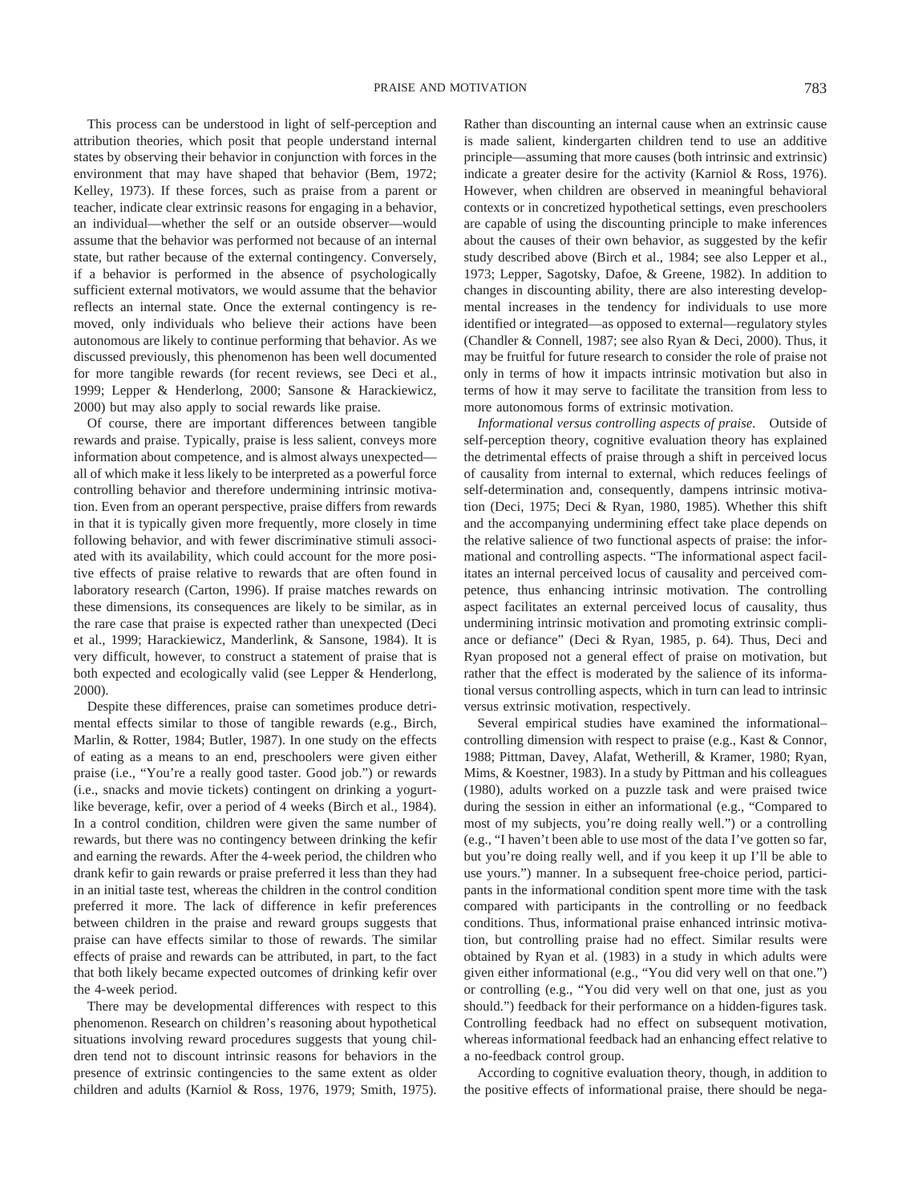This process can be understood in light of self-perception and attribution theories, which posit that people understand internal states by observing their behavior in conjunction with forces in the environment that may have shaped that behavior (Bem, 1972; Kelley, 1973). If these forces, such as praise from a parent or teacher, indicate clear extrinsic reasons for engaging in a behavior, an individual—whether the self or an outside observer—would assume that the behavior was performed not because of an internal state, but rather because of the external contingency. Conversely, if a behavior is performed in the absence of psychologically sufficient external motivators, we would assume that the behavior reflects an internal state. Once the external contingency is removed, only individuals who believe their actions have been autonomous are likely to continue performing that behavior. As we discussed previously, this phenomenon has been well documented for more tangible rewards (for recent reviews, see Deci et al., 1999; Lepper & Henderlong, 2000; Sansone & Harackiewicz, 2000) but may also apply to social rewards like praise.

Of course, there are important differences between tangible rewards and praise. Typically, praise is less salient, conveys more information about competence, and is almost always unexpected—all of which make it less likely to be interpreted as a powerful force controlling behavior and therefore undermining intrinsic motivation. Even from an operant perspective, praise differs from rewards in that it is typically given more frequently, more closely in time following behavior, and with fewer discriminative stimuli associated with its availability, which could account for the more positive effects of praise relative to rewards that are often found in laboratory research (Carton, 1996). If praise matches rewards on these dimensions, its consequences are likely to be similar, as in the rare case that praise is expected rather than unexpected (Deci et al., 1999; Harackiewicz, Manderlink, & Sansone, 1984). It is very difficult, however, to construct a statement of praise that is both expected and ecologically valid (see Lepper & Henderlong, 2000).

Despite these differences, praise can sometimes produce detrimental effects similar to those of tangible rewards (e.g., Birch, Marlin, & Rotter, 1984; Butler, 1987). In one study on the effects of eating as a means to an end, preschoolers were given either praise (i.e., "You're a really good taster. Good job.") or rewards (i.e., snacks and movie tickets) contingent on drinking a yogurt-like beverage, kefir, over a period of 4 weeks (Birch et al., 1984). In a control condition, children were given the same number of rewards, but there was no contingency between drinking the kefir and earning the rewards. After the 4-week period, the children who drank kefir to gain rewards or praise preferred it less than they had in an initial taste test, whereas the children in the control condition preferred it more. The lack of difference in kefir preferences between children in the praise and reward groups suggests that praise can have effects similar to those of rewards. The similar effects of praise and rewards can be attributed, in part, to the fact that both likely became expected outcomes of drinking kefir over the 4-week period.

There may be developmental differences with respect to this phenomenon. Research on children's reasoning about hypothetical situations involving reward procedures suggests that young children tend not to discount intrinsic reasons for behaviors in the presence of extrinsic contingencies to the same extent as older children and adults (Karniol & Ross, 1976, 1979; Smith, 1975). Rather than discounting an internal cause when an extrinsic cause is made salient, kindergarten children tend to use an additive principle—assuming that more causes (both intrinsic and extrinsic) indicate a greater desire for the activity (Karniol & Ross, 1976). However, when children are observed in meaningful behavioral contexts or in concretized hypothetical settings, even preschoolers are capable of using the discounting principle to make inferences about the causes of their own behavior, as suggested by the kefir study described above (Birch et al., 1984; see also Lepper et al., 1973; Lepper, Sagotsky, Dafoe, & Greene, 1982). In addition to changes in discounting ability, there are also interesting developmental increases in the tendency for individuals to use more identified or integrated—as opposed to external—regulatory styles (Chandler & Connell, 1987; see also Ryan & Deci, 2000). Thus, it may be fruitful for future research to consider the role of praise not only in terms of how it impacts intrinsic motivation but also in terms of how it may serve to facilitate the transition from less to more autonomous forms of extrinsic motivation.

*Informational versus controlling aspects of praise.* Outside of self-perception theory, cognitive evaluation theory has explained the detrimental effects of praise through a shift in perceived locus of causality from internal to external, which reduces feelings of self-determination and, consequently, dampens intrinsic motivation (Deci, 1975; Deci & Ryan, 1980, 1985). Whether this shift and the accompanying undermining effect take place depends on the relative salience of two functional aspects of praise: the informational and controlling aspects. "The informational aspect facilitates an internal perceived locus of causality and perceived competence, thus enhancing intrinsic motivation. The controlling aspect facilitates an external perceived locus of causality, thus undermining intrinsic motivation and promoting extrinsic compliance or defiance" (Deci & Ryan, 1985, p. 64). Thus, Deci and Ryan proposed not a general effect of praise on motivation, but rather that the effect is moderated by the salience of its informational versus controlling aspects, which in turn can lead to intrinsic versus extrinsic motivation, respectively.

Several empirical studies have examined the informational–controlling dimension with respect to praise (e.g., Kast & Connor, 1988; Pittman, Davey, Alafat, Wetherill, & Kramer, 1980; Ryan, Mims, & Koestner, 1983). In a study by Pittman and his colleagues (1980), adults worked on a puzzle task and were praised twice during the session in either an informational (e.g., "Compared to most of my subjects, you're doing really well.") or a controlling (e.g., "I haven't been able to use most of the data I've gotten so far, but you're doing really well, and if you keep it up I'll be able to use yours.") manner. In a subsequent free-choice period, participants in the informational condition spent more time with the task compared with participants in the controlling or no feedback conditions. Thus, informational praise enhanced intrinsic motivation, but controlling praise had no effect. Similar results were obtained by Ryan et al. (1983) in a study in which adults were given either informational (e.g., "You did very well on that one.") or controlling (e.g., "You did very well on that one, just as you should.") feedback for their performance on a hidden-figures task. Controlling feedback had no effect on subsequent motivation, whereas informational feedback had an enhancing effect relative to a no-feedback control group.

According to cognitive evaluation theory, though, in addition to the positive effects of informational praise, there should be nega-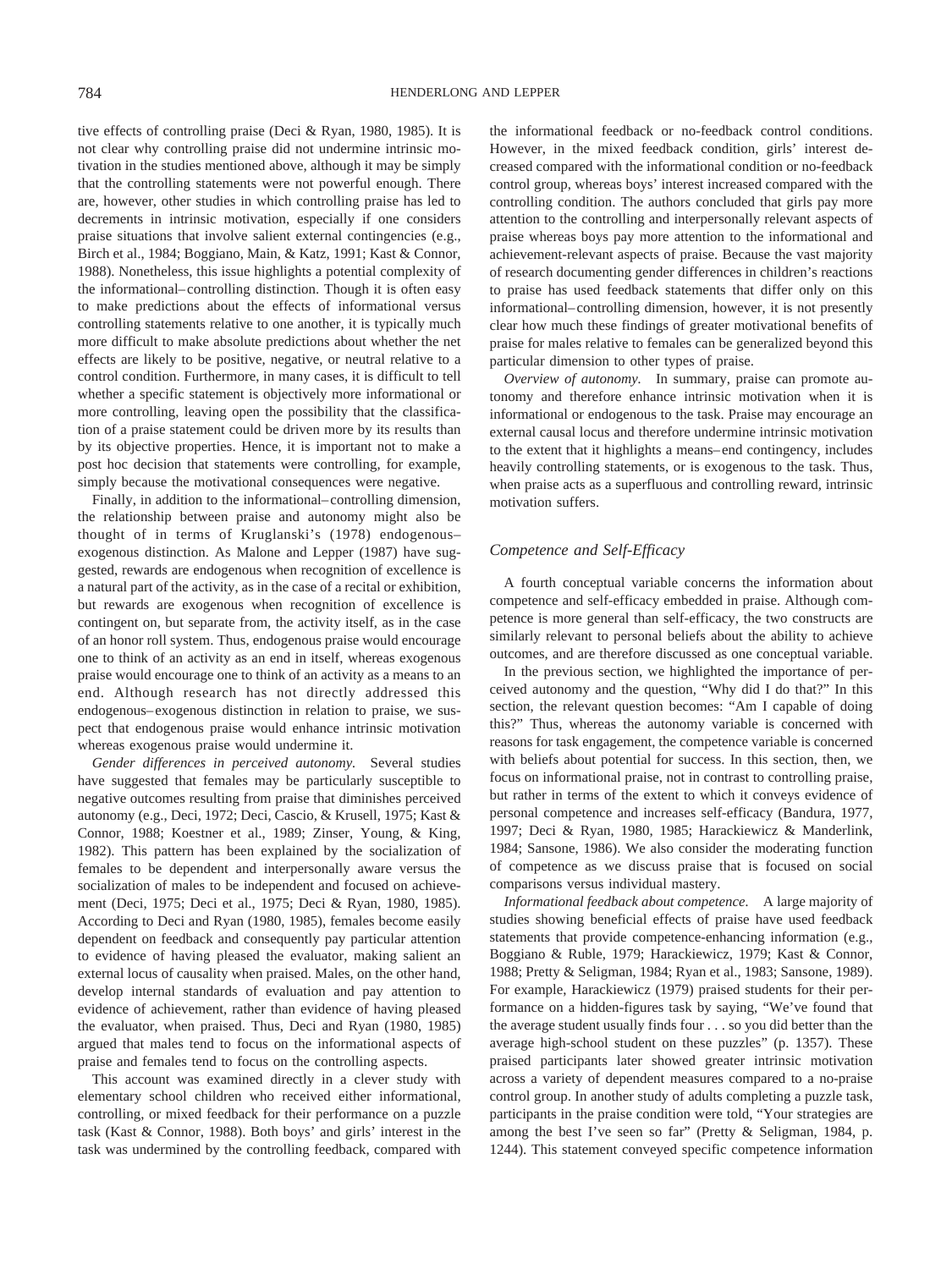tive effects of controlling praise (Deci & Ryan, 1980, 1985). It is not clear why controlling praise did not undermine intrinsic motivation in the studies mentioned above, although it may be simply that the controlling statements were not powerful enough. There are, however, other studies in which controlling praise has led to decrements in intrinsic motivation, especially if one considers praise situations that involve salient external contingencies (e.g., Birch et al., 1984; Boggiano, Main, & Katz, 1991; Kast & Connor, 1988). Nonetheless, this issue highlights a potential complexity of the informational–controlling distinction. Though it is often easy to make predictions about the effects of informational versus controlling statements relative to one another, it is typically much more difficult to make absolute predictions about whether the net effects are likely to be positive, negative, or neutral relative to a control condition. Furthermore, in many cases, it is difficult to tell whether a specific statement is objectively more informational or more controlling, leaving open the possibility that the classification of a praise statement could be driven more by its results than by its objective properties. Hence, it is important not to make a post hoc decision that statements were controlling, for example, simply because the motivational consequences were negative.

Finally, in addition to the informational–controlling dimension, the relationship between praise and autonomy might also be thought of in terms of Kruglanski's (1978) endogenous–exogenous distinction. As Malone and Lepper (1987) have suggested, rewards are endogenous when recognition of excellence is a natural part of the activity, as in the case of a recital or exhibition, but rewards are exogenous when recognition of excellence is contingent on, but separate from, the activity itself, as in the case of an honor roll system. Thus, endogenous praise would encourage one to think of an activity as an end in itself, whereas exogenous praise would encourage one to think of an activity as a means to an end. Although research has not directly addressed this endogenous–exogenous distinction in relation to praise, we suspect that endogenous praise would enhance intrinsic motivation whereas exogenous praise would undermine it.

*Gender differences in perceived autonomy.* Several studies have suggested that females may be particularly susceptible to negative outcomes resulting from praise that diminishes perceived autonomy (e.g., Deci, 1972; Deci, Cascio, & Krusell, 1975; Kast & Connor, 1988; Koestner et al., 1989; Zinser, Young, & King, 1982). This pattern has been explained by the socialization of females to be dependent and interpersonally aware versus the socialization of males to be independent and focused on achievement (Deci, 1975; Deci et al., 1975; Deci & Ryan, 1980, 1985). According to Deci and Ryan (1980, 1985), females become easily dependent on feedback and consequently pay particular attention to evidence of having pleased the evaluator, making salient an external locus of causality when praised. Males, on the other hand, develop internal standards of evaluation and pay attention to evidence of achievement, rather than evidence of having pleased the evaluator, when praised. Thus, Deci and Ryan (1980, 1985) argued that males tend to focus on the informational aspects of praise and females tend to focus on the controlling aspects.

This account was examined directly in a clever study with elementary school children who received either informational, controlling, or mixed feedback for their performance on a puzzle task (Kast & Connor, 1988). Both boys' and girls' interest in the task was undermined by the controlling feedback, compared with the informational feedback or no-feedback control conditions. However, in the mixed feedback condition, girls' interest decreased compared with the informational condition or no-feedback control group, whereas boys' interest increased compared with the controlling condition. The authors concluded that girls pay more attention to the controlling and interpersonally relevant aspects of praise whereas boys pay more attention to the informational and achievement-relevant aspects of praise. Because the vast majority of research documenting gender differences in children's reactions to praise has used feedback statements that differ only on this informational–controlling dimension, however, it is not presently clear how much these findings of greater motivational benefits of praise for males relative to females can be generalized beyond this particular dimension to other types of praise.

*Overview of autonomy.* In summary, praise can promote autonomy and therefore enhance intrinsic motivation when it is informational or endogenous to the task. Praise may encourage an external causal locus and therefore undermine intrinsic motivation to the extent that it highlights a means–end contingency, includes heavily controlling statements, or is exogenous to the task. Thus, when praise acts as a superfluous and controlling reward, intrinsic motivation suffers.

### Competence and Self-Efficacy

A fourth conceptual variable concerns the information about competence and self-efficacy embedded in praise. Although competence is more general than self-efficacy, the two constructs are similarly relevant to personal beliefs about the ability to achieve outcomes, and are therefore discussed as one conceptual variable.

In the previous section, we highlighted the importance of perceived autonomy and the question, "Why did I do that?" In this section, the relevant question becomes: "Am I capable of doing this?" Thus, whereas the autonomy variable is concerned with reasons for task engagement, the competence variable is concerned with beliefs about potential for success. In this section, then, we focus on informational praise, not in contrast to controlling praise, but rather in terms of the extent to which it conveys evidence of personal competence and increases self-efficacy (Bandura, 1977, 1997; Deci & Ryan, 1980, 1985; Harackiewicz & Manderlink, 1984; Sansone, 1986). We also consider the moderating function of competence as we discuss praise that is focused on social comparisons versus individual mastery.

*Informational feedback about competence.* A large majority of studies showing beneficial effects of praise have used feedback statements that provide competence-enhancing information (e.g., Boggiano & Ruble, 1979; Harackiewicz, 1979; Kast & Connor, 1988; Pretty & Seligman, 1984; Ryan et al., 1983; Sansone, 1989). For example, Harackiewicz (1979) praised students for their performance on a hidden-figures task by saying, "We've found that the average student usually finds four . . . so you did better than the average high-school student on these puzzles" (p. 1357). These praised participants later showed greater intrinsic motivation across a variety of dependent measures compared to a no-praise control group. In another study of adults completing a puzzle task, participants in the praise condition were told, "Your strategies are among the best I've seen so far" (Pretty & Seligman, 1984, p. 1244). This statement conveyed specific competence information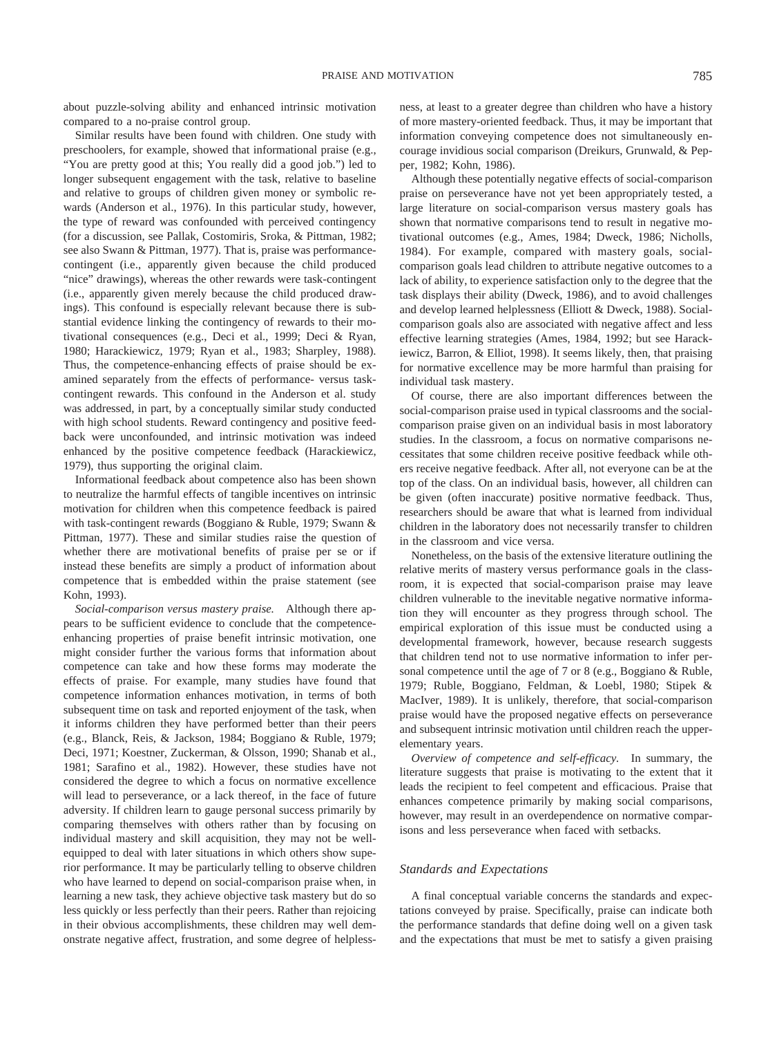about puzzle-solving ability and enhanced intrinsic motivation compared to a no-praise control group.

Similar results have been found with children. One study with preschoolers, for example, showed that informational praise (e.g., "You are pretty good at this; You really did a good job.") led to longer subsequent engagement with the task, relative to baseline and relative to groups of children given money or symbolic rewards (Anderson et al., 1976). In this particular study, however, the type of reward was confounded with perceived contingency (for a discussion, see Pallak, Costomiris, Sroka, & Pittman, 1982; see also Swann & Pittman, 1977). That is, praise was performance-contingent (i.e., apparently given because the child produced "nice" drawings), whereas the other rewards were task-contingent (i.e., apparently given merely because the child produced drawings). This confound is especially relevant because there is substantial evidence linking the contingency of rewards to their motivational consequences (e.g., Deci et al., 1999; Deci & Ryan, 1980; Harackiewicz, 1979; Ryan et al., 1983; Sharpley, 1988). Thus, the competence-enhancing effects of praise should be examined separately from the effects of performance- versus task-contingent rewards. This confound in the Anderson et al. study was addressed, in part, by a conceptually similar study conducted with high school students. Reward contingency and positive feedback were unconfounded, and intrinsic motivation was indeed enhanced by the positive competence feedback (Harackiewicz, 1979), thus supporting the original claim.

Informational feedback about competence also has been shown to neutralize the harmful effects of tangible incentives on intrinsic motivation for children when this competence feedback is paired with task-contingent rewards (Boggiano & Ruble, 1979; Swann & Pittman, 1977). These and similar studies raise the question of whether there are motivational benefits of praise per se or if instead these benefits are simply a product of information about competence that is embedded within the praise statement (see Kohn, 1993).

*Social-comparison versus mastery praise.* Although there appears to be sufficient evidence to conclude that the competence-enhancing properties of praise benefit intrinsic motivation, one might consider further the various forms that information about competence can take and how these forms may moderate the effects of praise. For example, many studies have found that competence information enhances motivation, in terms of both subsequent time on task and reported enjoyment of the task, when it informs children they have performed better than their peers (e.g., Blanck, Reis, & Jackson, 1984; Boggiano & Ruble, 1979; Deci, 1971; Koestner, Zuckerman, & Olsson, 1990; Shanab et al., 1981; Sarafino et al., 1982). However, these studies have not considered the degree to which a focus on normative excellence will lead to perseverance, or a lack thereof, in the face of future adversity. If children learn to gauge personal success primarily by comparing themselves with others rather than by focusing on individual mastery and skill acquisition, they may not be well-equipped to deal with later situations in which others show superior performance. It may be particularly telling to observe children who have learned to depend on social-comparison praise when, in learning a new task, they achieve objective task mastery but do so less quickly or less perfectly than their peers. Rather than rejoicing in their obvious accomplishments, these children may well demonstrate negative affect, frustration, and some degree of helplessness, at least to a greater degree than children who have a history of more mastery-oriented feedback. Thus, it may be important that information conveying competence does not simultaneously encourage invidious social comparison (Dreikurs, Grunwald, & Pepper, 1982; Kohn, 1986).

Although these potentially negative effects of social-comparison praise on perseverance have not yet been appropriately tested, a large literature on social-comparison versus mastery goals has shown that normative comparisons tend to result in negative motivational outcomes (e.g., Ames, 1984; Dweck, 1986; Nicholls, 1984). For example, compared with mastery goals, social-comparison goals lead children to attribute negative outcomes to a lack of ability, to experience satisfaction only to the degree that the task displays their ability (Dweck, 1986), and to avoid challenges and develop learned helplessness (Elliott & Dweck, 1988). Social-comparison goals also are associated with negative affect and less effective learning strategies (Ames, 1984, 1992; but see Harackiewicz, Barron, & Elliot, 1998). It seems likely, then, that praising for normative excellence may be more harmful than praising for individual task mastery.

Of course, there are also important differences between the social-comparison praise used in typical classrooms and the social-comparison praise given on an individual basis in most laboratory studies. In the classroom, a focus on normative comparisons necessitates that some children receive positive feedback while others receive negative feedback. After all, not everyone can be at the top of the class. On an individual basis, however, all children can be given (often inaccurate) positive normative feedback. Thus, researchers should be aware that what is learned from individual children in the laboratory does not necessarily transfer to children in the classroom and vice versa.

Nonetheless, on the basis of the extensive literature outlining the relative merits of mastery versus performance goals in the classroom, it is expected that social-comparison praise may leave children vulnerable to the inevitable negative normative information they will encounter as they progress through school. The empirical exploration of this issue must be conducted using a developmental framework, however, because research suggests that children tend not to use normative information to infer personal competence until the age of 7 or 8 (e.g., Boggiano & Ruble, 1979; Ruble, Boggiano, Feldman, & Loebl, 1980; Stipek & MacIver, 1989). It is unlikely, therefore, that social-comparison praise would have the proposed negative effects on perseverance and subsequent intrinsic motivation until children reach the upper-elementary years.

*Overview of competence and self-efficacy.* In summary, the literature suggests that praise is motivating to the extent that it leads the recipient to feel competent and efficacious. Praise that enhances competence primarily by making social comparisons, however, may result in an overdependence on normative comparisons and less perseverance when faced with setbacks.

### *Standards and Expectations*

A final conceptual variable concerns the standards and expectations conveyed by praise. Specifically, praise can indicate both the performance standards that define doing well on a given task and the expectations that must be met to satisfy a given praising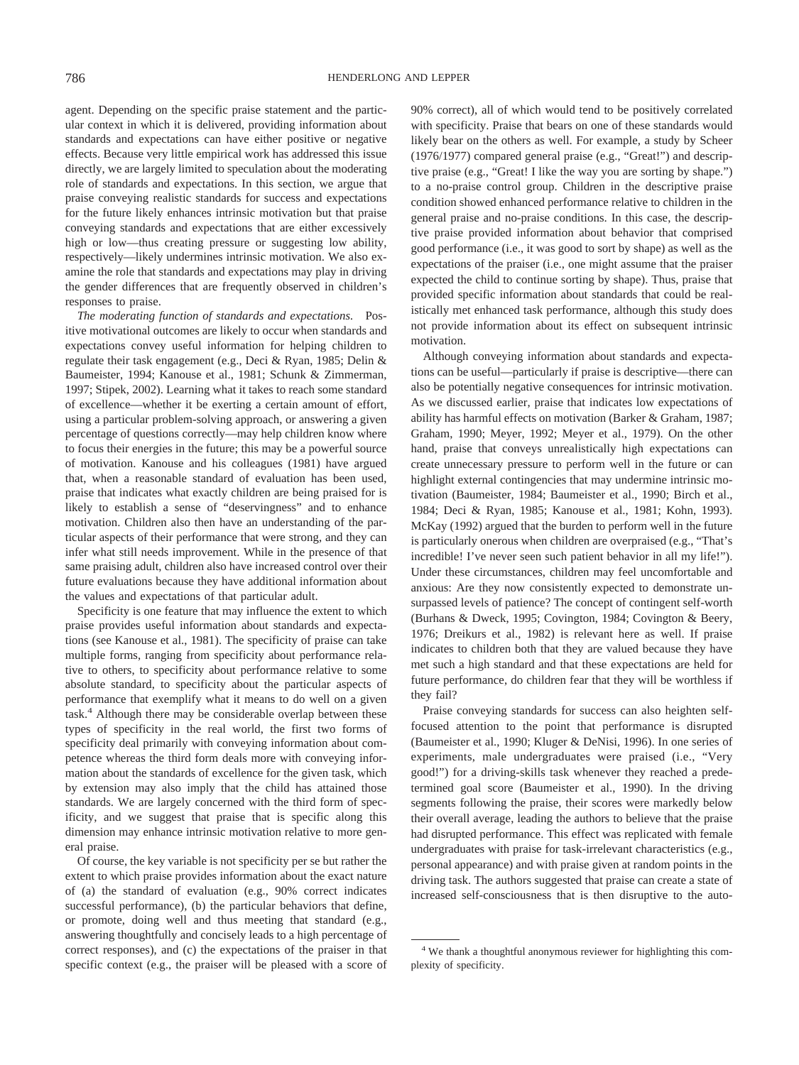agent. Depending on the specific praise statement and the particular context in which it is delivered, providing information about standards and expectations can have either positive or negative effects. Because very little empirical work has addressed this issue directly, we are largely limited to speculation about the moderating role of standards and expectations. In this section, we argue that praise conveying realistic standards for success and expectations for the future likely enhances intrinsic motivation but that praise conveying standards and expectations that are either excessively high or low—thus creating pressure or suggesting low ability, respectively—likely undermines intrinsic motivation. We also examine the role that standards and expectations may play in driving the gender differences that are frequently observed in children's responses to praise.

*The moderating function of standards and expectations.* Positive motivational outcomes are likely to occur when standards and expectations convey useful information for helping children to regulate their task engagement (e.g., Deci & Ryan, 1985; Delin & Baumeister, 1994; Kanouse et al., 1981; Schunk & Zimmerman, 1997; Stipek, 2002). Learning what it takes to reach some standard of excellence—whether it be exerting a certain amount of effort, using a particular problem-solving approach, or answering a given percentage of questions correctly—may help children know where to focus their energies in the future; this may be a powerful source of motivation. Kanouse and his colleagues (1981) have argued that, when a reasonable standard of evaluation has been used, praise that indicates what exactly children are being praised for is likely to establish a sense of "deservingness" and to enhance motivation. Children also then have an understanding of the particular aspects of their performance that were strong, and they can infer what still needs improvement. While in the presence of that same praising adult, children also have increased control over their future evaluations because they have additional information about the values and expectations of that particular adult.

Specificity is one feature that may influence the extent to which praise provides useful information about standards and expectations (see Kanouse et al., 1981). The specificity of praise can take multiple forms, ranging from specificity about performance relative to others, to specificity about performance relative to some absolute standard, to specificity about the particular aspects of performance that exemplify what it means to do well on a given task.[4] Although there may be considerable overlap between these types of specificity in the real world, the first two forms of specificity deal primarily with conveying information about competence whereas the third form deals more with conveying information about the standards of excellence for the given task, which by extension may also imply that the child has attained those standards. We are largely concerned with the third form of specificity, and we suggest that praise that is specific along this dimension may enhance intrinsic motivation relative to more general praise.

Of course, the key variable is not specificity per se but rather the extent to which praise provides information about the exact nature of (a) the standard of evaluation (e.g., 90% correct indicates successful performance), (b) the particular behaviors that define, or promote, doing well and thus meeting that standard (e.g., answering thoughtfully and concisely leads to a high percentage of correct responses), and (c) the expectations of the praiser in that specific context (e.g., the praiser will be pleased with a score of 90% correct), all of which would tend to be positively correlated with specificity. Praise that bears on one of these standards would likely bear on the others as well. For example, a study by Scheer (1976/1977) compared general praise (e.g., "Great!") and descriptive praise (e.g., "Great! I like the way you are sorting by shape.") to a no-praise control group. Children in the descriptive praise condition showed enhanced performance relative to children in the general praise and no-praise conditions. In this case, the descriptive praise provided information about behavior that comprised good performance (i.e., it was good to sort by shape) as well as the expectations of the praiser (i.e., one might assume that the praiser expected the child to continue sorting by shape). Thus, praise that provided specific information about standards that could be realistically met enhanced task performance, although this study does not provide information about its effect on subsequent intrinsic motivation.

Although conveying information about standards and expectations can be useful—particularly if praise is descriptive—there can also be potentially negative consequences for intrinsic motivation. As we discussed earlier, praise that indicates low expectations of ability has harmful effects on motivation (Barker & Graham, 1987; Graham, 1990; Meyer, 1992; Meyer et al., 1979). On the other hand, praise that conveys unrealistically high expectations can create unnecessary pressure to perform well in the future or can highlight external contingencies that may undermine intrinsic motivation (Baumeister, 1984; Baumeister et al., 1990; Birch et al., 1984; Deci & Ryan, 1985; Kanouse et al., 1981; Kohn, 1993). McKay (1992) argued that the burden to perform well in the future is particularly onerous when children are overpraised (e.g., "That's incredible! I've never seen such patient behavior in all my life!"). Under these circumstances, children may feel uncomfortable and anxious: Are they now consistently expected to demonstrate unsurpassed levels of patience? The concept of contingent self-worth (Burhans & Dweck, 1995; Covington, 1984; Covington & Beery, 1976; Dreikurs et al., 1982) is relevant here as well. If praise indicates to children both that they are valued because they have met such a high standard and that these expectations are held for future performance, do children fear that they will be worthless if they fail?

Praise conveying standards for success can also heighten self-focused attention to the point that performance is disrupted (Baumeister et al., 1990; Kluger & DeNisi, 1996). In one series of experiments, male undergraduates were praised (i.e., "Very good!") for a driving-skills task whenever they reached a predetermined goal score (Baumeister et al., 1990). In the driving segments following the praise, their scores were markedly below their overall average, leading the authors to believe that the praise had disrupted performance. This effect was replicated with female undergraduates with praise for task-irrelevant characteristics (e.g., personal appearance) and with praise given at random points in the driving task. The authors suggested that praise can create a state of increased self-consciousness that is then disruptive to the auto-

[4] We thank a thoughtful anonymous reviewer for highlighting this complexity of specificity.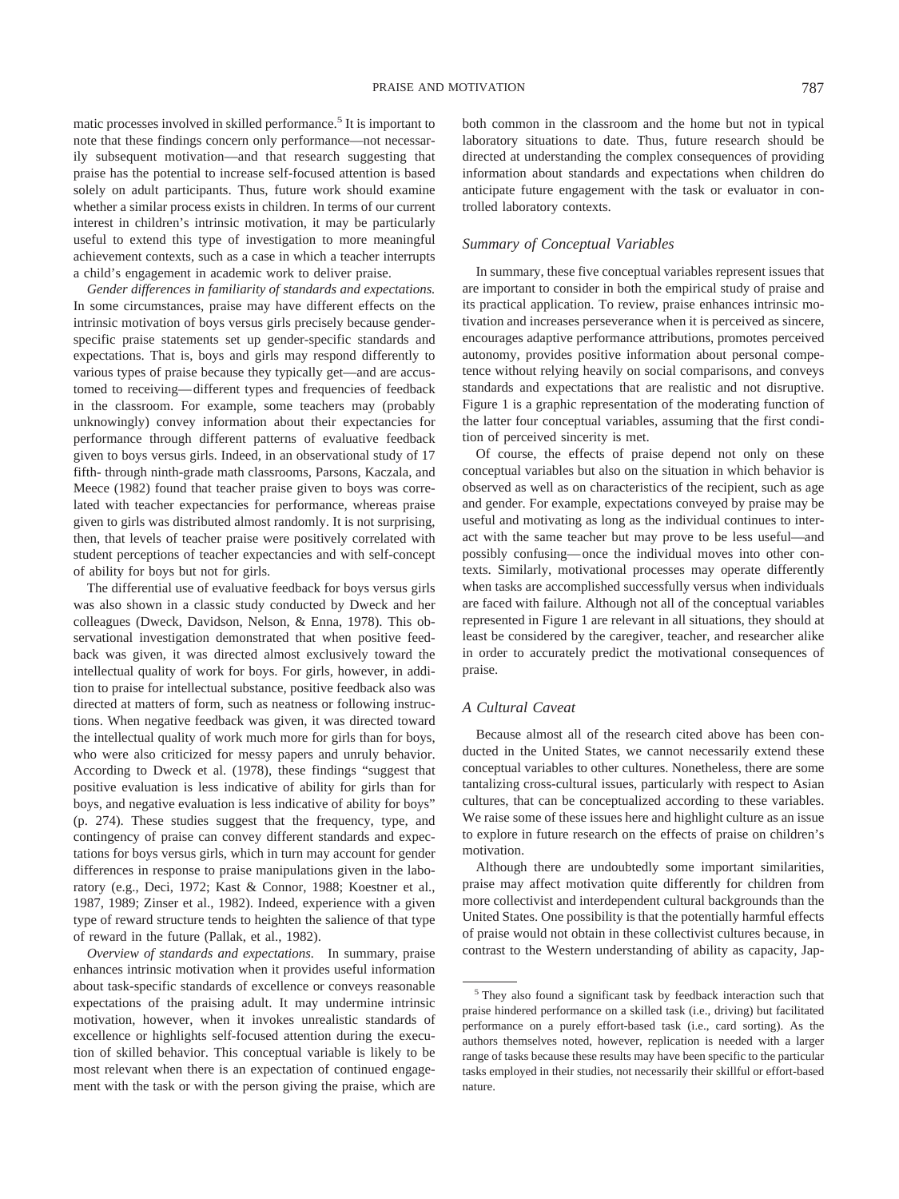matic processes involved in skilled performance.[5] It is important to note that these findings concern only performance—not necessarily subsequent motivation—and that research suggesting that praise has the potential to increase self-focused attention is based solely on adult participants. Thus, future work should examine whether a similar process exists in children. In terms of our current interest in children's intrinsic motivation, it may be particularly useful to extend this type of investigation to more meaningful achievement contexts, such as a case in which a teacher interrupts a child's engagement in academic work to deliver praise.

*Gender differences in familiarity of standards and expectations.* In some circumstances, praise may have different effects on the intrinsic motivation of boys versus girls precisely because gender-specific praise statements set up gender-specific standards and expectations. That is, boys and girls may respond differently to various types of praise because they typically get—and are accustomed to receiving—different types and frequencies of feedback in the classroom. For example, some teachers may (probably unknowingly) convey information about their expectancies for performance through different patterns of evaluative feedback given to boys versus girls. Indeed, in an observational study of 17 fifth- through ninth-grade math classrooms, Parsons, Kaczala, and Meece (1982) found that teacher praise given to boys was correlated with teacher expectancies for performance, whereas praise given to girls was distributed almost randomly. It is not surprising, then, that levels of teacher praise were positively correlated with student perceptions of teacher expectancies and with self-concept of ability for boys but not for girls.

The differential use of evaluative feedback for boys versus girls was also shown in a classic study conducted by Dweck and her colleagues (Dweck, Davidson, Nelson, & Enna, 1978). This observational investigation demonstrated that when positive feedback was given, it was directed almost exclusively toward the intellectual quality of work for boys. For girls, however, in addition to praise for intellectual substance, positive feedback also was directed at matters of form, such as neatness or following instructions. When negative feedback was given, it was directed toward the intellectual quality of work much more for girls than for boys, who were also criticized for messy papers and unruly behavior. According to Dweck et al. (1978), these findings "suggest that positive evaluation is less indicative of ability for girls than for boys, and negative evaluation is less indicative of ability for boys" (p. 274). These studies suggest that the frequency, type, and contingency of praise can convey different standards and expectations for boys versus girls, which in turn may account for gender differences in response to praise manipulations given in the laboratory (e.g., Deci, 1972; Kast & Connor, 1988; Koestner et al., 1987, 1989; Zinser et al., 1982). Indeed, experience with a given type of reward structure tends to heighten the salience of that type of reward in the future (Pallak, et al., 1982).

*Overview of standards and expectations.* In summary, praise enhances intrinsic motivation when it provides useful information about task-specific standards of excellence or conveys reasonable expectations of the praising adult. It may undermine intrinsic motivation, however, when it invokes unrealistic standards of excellence or highlights self-focused attention during the execution of skilled behavior. This conceptual variable is likely to be most relevant when there is an expectation of continued engagement with the task or with the person giving the praise, which are both common in the classroom and the home but not in typical laboratory situations to date. Thus, future research should be directed at understanding the complex consequences of providing information about standards and expectations when children do anticipate future engagement with the task or evaluator in controlled laboratory contexts.

### Summary of Conceptual Variables

In summary, these five conceptual variables represent issues that are important to consider in both the empirical study of praise and its practical application. To review, praise enhances intrinsic motivation and increases perseverance when it is perceived as sincere, encourages adaptive performance attributions, promotes perceived autonomy, provides positive information about personal competence without relying heavily on social comparisons, and conveys standards and expectations that are realistic and not disruptive. Figure 1 is a graphic representation of the moderating function of the latter four conceptual variables, assuming that the first condition of perceived sincerity is met.

Of course, the effects of praise depend not only on these conceptual variables but also on the situation in which behavior is observed as well as on characteristics of the recipient, such as age and gender. For example, expectations conveyed by praise may be useful and motivating as long as the individual continues to interact with the same teacher but may prove to be less useful—and possibly confusing—once the individual moves into other contexts. Similarly, motivational processes may operate differently when tasks are accomplished successfully versus when individuals are faced with failure. Although not all of the conceptual variables represented in Figure 1 are relevant in all situations, they should at least be considered by the caregiver, teacher, and researcher alike in order to accurately predict the motivational consequences of praise.

### A Cultural Caveat

Because almost all of the research cited above has been conducted in the United States, we cannot necessarily extend these conceptual variables to other cultures. Nonetheless, there are some tantalizing cross-cultural issues, particularly with respect to Asian cultures, that can be conceptualized according to these variables. We raise some of these issues here and highlight culture as an issue to explore in future research on the effects of praise on children's motivation.

Although there are undoubtedly some important similarities, praise may affect motivation quite differently for children from more collectivist and interdependent cultural backgrounds than the United States. One possibility is that the potentially harmful effects of praise would not obtain in these collectivist cultures because, in contrast to the Western understanding of ability as capacity, Jap-

[5] They also found a significant task by feedback interaction such that praise hindered performance on a skilled task (i.e., driving) but facilitated performance on a purely effort-based task (i.e., card sorting). As the authors themselves noted, however, replication is needed with a larger range of tasks because these results may have been specific to the particular tasks employed in their studies, not necessarily their skillful or effort-based nature.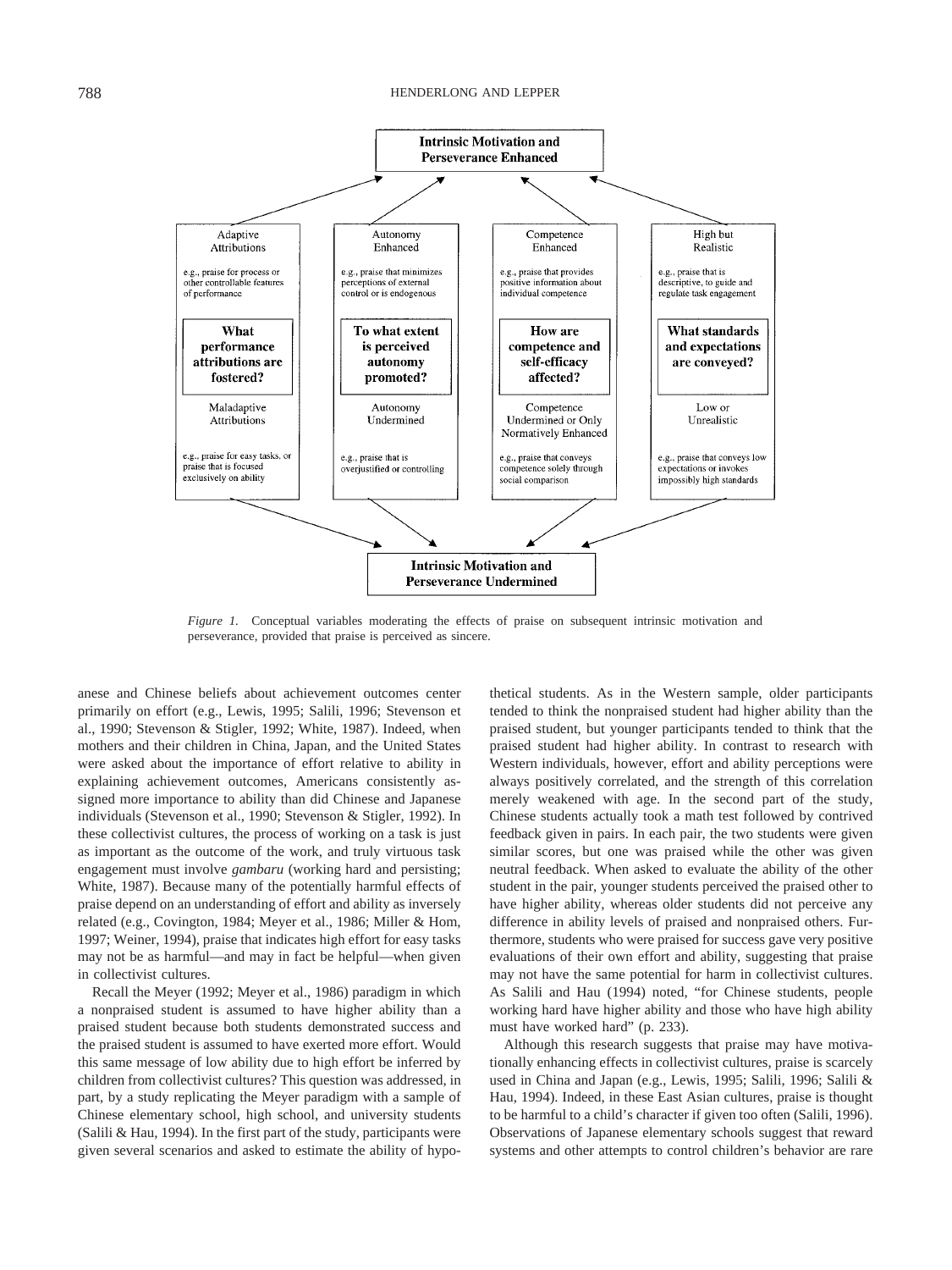**Intrinsic Motivation and Perseverance Enhanced**

| Adaptive Attributions | Autonomy Enhanced | Competence Enhanced | High but Realistic |
|---|---|---|---|
| e.g., praise for process or other controllable features of performance | e.g., praise that minimizes perceptions of external control or is endogenous | e.g., praise that provides positive information about individual competence | e.g., praise that is descriptive, to guide and regulate task engagement |
| **What performance attributions are fostered?** | **To what extent is perceived autonomy promoted?** | **How are competence and self-efficacy affected?** | **What standards and expectations are conveyed?** |
| Maladaptive Attributions | Autonomy Undermined | Competence Undermined or Only Normatively Enhanced | Low or Unrealistic |
| e.g., praise for easy tasks, or praise that is focused exclusively on ability | e.g., praise that is overjustified or controlling | e.g., praise that conveys competence solely through social comparison | e.g., praise that conveys low expectations or invokes impossibly high standards |

**Intrinsic Motivation and Perseverance Undermined**

*Figure 1.* Conceptual variables moderating the effects of praise on subsequent intrinsic motivation and perseverance, provided that praise is perceived as sincere.

anese and Chinese beliefs about achievement outcomes center primarily on effort (e.g., Lewis, 1995; Salili, 1996; Stevenson et al., 1990; Stevenson & Stigler, 1992; White, 1987). Indeed, when mothers and their children in China, Japan, and the United States were asked about the importance of effort relative to ability in explaining achievement outcomes, Americans consistently assigned more importance to ability than did Chinese and Japanese individuals (Stevenson et al., 1990; Stevenson & Stigler, 1992). In these collectivist cultures, the process of working on a task is just as important as the outcome of the work, and truly virtuous task engagement must involve *gambaru* (working hard and persisting; White, 1987). Because many of the potentially harmful effects of praise depend on an understanding of effort and ability as inversely related (e.g., Covington, 1984; Meyer et al., 1986; Miller & Hom, 1997; Weiner, 1994), praise that indicates high effort for easy tasks may not be as harmful—and may in fact be helpful—when given in collectivist cultures.

Recall the Meyer (1992; Meyer et al., 1986) paradigm in which a nonpraised student is assumed to have higher ability than a praised student because both students demonstrated success and the praised student is assumed to have exerted more effort. Would this same message of low ability due to high effort be inferred by children from collectivist cultures? This question was addressed, in part, by a study replicating the Meyer paradigm with a sample of Chinese elementary school, high school, and university students (Salili & Hau, 1994). In the first part of the study, participants were given several scenarios and asked to estimate the ability of hypothetical students. As in the Western sample, older participants tended to think the nonpraised student had higher ability than the praised student, but younger participants tended to think that the praised student had higher ability. In contrast to research with Western individuals, however, effort and ability perceptions were always positively correlated, and the strength of this correlation merely weakened with age. In the second part of the study, Chinese students actually took a math test followed by contrived feedback given in pairs. In each pair, the two students were given similar scores, but one was praised while the other was given neutral feedback. When asked to evaluate the ability of the other student in the pair, younger students perceived the praised other to have higher ability, whereas older students did not perceive any difference in ability levels of praised and nonpraised others. Furthermore, students who were praised for success gave very positive evaluations of their own effort and ability, suggesting that praise may not have the same potential for harm in collectivist cultures. As Salili and Hau (1994) noted, "for Chinese students, people working hard have higher ability and those who have high ability must have worked hard" (p. 233).

Although this research suggests that praise may have motivationally enhancing effects in collectivist cultures, praise is scarcely used in China and Japan (e.g., Lewis, 1995; Salili, 1996; Salili & Hau, 1994). Indeed, in these East Asian cultures, praise is thought to be harmful to a child's character if given too often (Salili, 1996). Observations of Japanese elementary schools suggest that reward systems and other attempts to control children's behavior are rare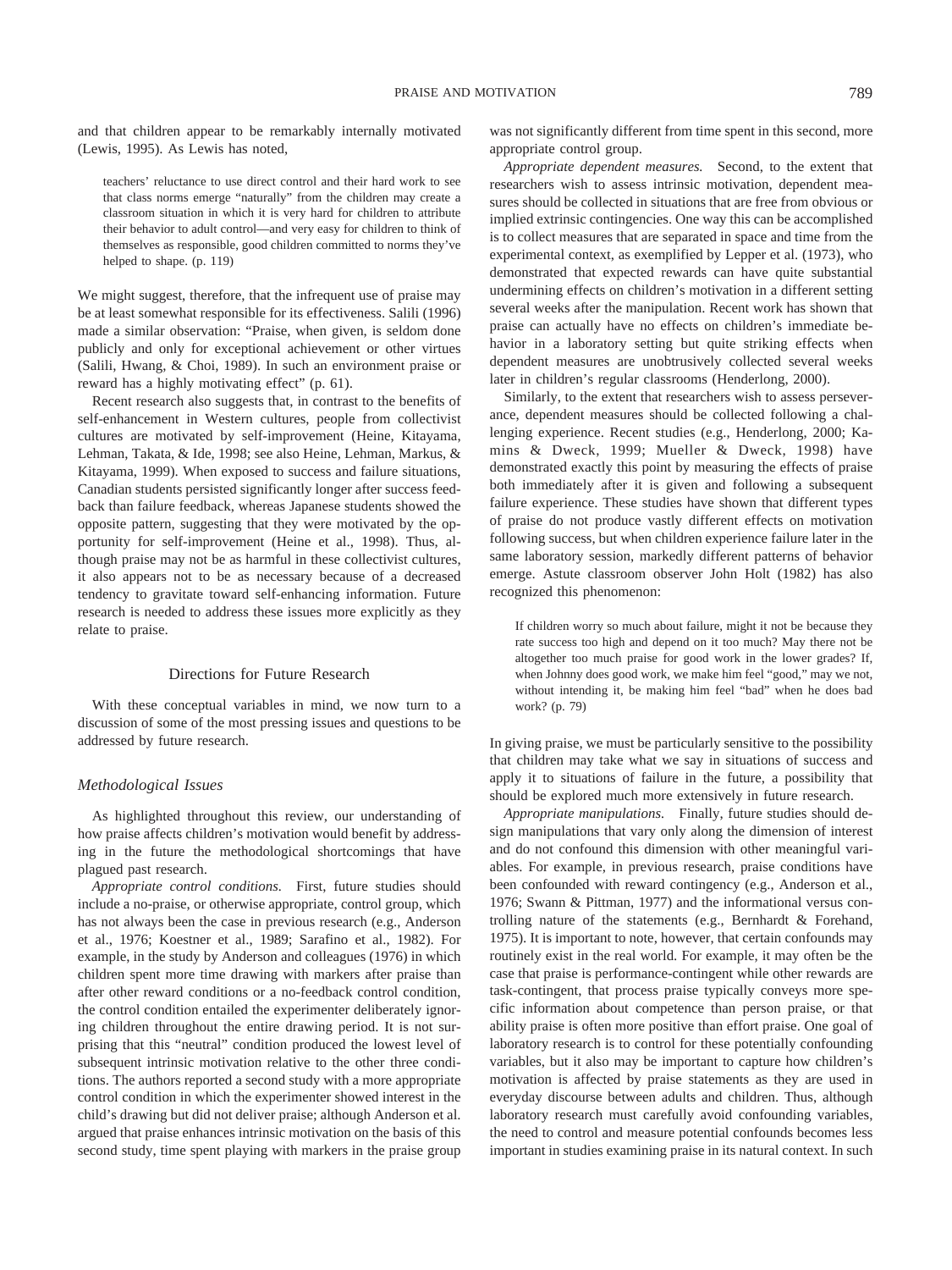and that children appear to be remarkably internally motivated (Lewis, 1995). As Lewis has noted,

> teachers' reluctance to use direct control and their hard work to see that class norms emerge "naturally" from the children may create a classroom situation in which it is very hard for children to attribute their behavior to adult control—and very easy for children to think of themselves as responsible, good children committed to norms they've helped to shape. (p. 119)

We might suggest, therefore, that the infrequent use of praise may be at least somewhat responsible for its effectiveness. Salili (1996) made a similar observation: "Praise, when given, is seldom done publicly and only for exceptional achievement or other virtues (Salili, Hwang, & Choi, 1989). In such an environment praise or reward has a highly motivating effect" (p. 61).

Recent research also suggests that, in contrast to the benefits of self-enhancement in Western cultures, people from collectivist cultures are motivated by self-improvement (Heine, Kitayama, Lehman, Takata, & Ide, 1998; see also Heine, Lehman, Markus, & Kitayama, 1999). When exposed to success and failure situations, Canadian students persisted significantly longer after success feedback than failure feedback, whereas Japanese students showed the opposite pattern, suggesting that they were motivated by the opportunity for self-improvement (Heine et al., 1998). Thus, although praise may not be as harmful in these collectivist cultures, it also appears not to be as necessary because of a decreased tendency to gravitate toward self-enhancing information. Future research is needed to address these issues more explicitly as they relate to praise.

## Directions for Future Research

With these conceptual variables in mind, we now turn to a discussion of some of the most pressing issues and questions to be addressed by future research.

### *Methodological Issues*

As highlighted throughout this review, our understanding of how praise affects children's motivation would benefit by addressing in the future the methodological shortcomings that have plagued past research.

*Appropriate control conditions.* First, future studies should include a no-praise, or otherwise appropriate, control group, which has not always been the case in previous research (e.g., Anderson et al., 1976; Koestner et al., 1989; Sarafino et al., 1982). For example, in the study by Anderson and colleagues (1976) in which children spent more time drawing with markers after praise than after other reward conditions or a no-feedback control condition, the control condition entailed the experimenter deliberately ignoring children throughout the entire drawing period. It is not surprising that this "neutral" condition produced the lowest level of subsequent intrinsic motivation relative to the other three conditions. The authors reported a second study with a more appropriate control condition in which the experimenter showed interest in the child's drawing but did not deliver praise; although Anderson et al. argued that praise enhances intrinsic motivation on the basis of this second study, time spent playing with markers in the praise group was not significantly different from time spent in this second, more appropriate control group.

*Appropriate dependent measures.* Second, to the extent that researchers wish to assess intrinsic motivation, dependent measures should be collected in situations that are free from obvious or implied extrinsic contingencies. One way this can be accomplished is to collect measures that are separated in space and time from the experimental context, as exemplified by Lepper et al. (1973), who demonstrated that expected rewards can have quite substantial undermining effects on children's motivation in a different setting several weeks after the manipulation. Recent work has shown that praise can actually have no effects on children's immediate behavior in a laboratory setting but quite striking effects when dependent measures are unobtrusively collected several weeks later in children's regular classrooms (Henderlong, 2000).

Similarly, to the extent that researchers wish to assess perseverance, dependent measures should be collected following a challenging experience. Recent studies (e.g., Henderlong, 2000; Kamins & Dweck, 1999; Mueller & Dweck, 1998) have demonstrated exactly this point by measuring the effects of praise both immediately after it is given and following a subsequent failure experience. These studies have shown that different types of praise do not produce vastly different effects on motivation following success, but when children experience failure later in the same laboratory session, markedly different patterns of behavior emerge. Astute classroom observer John Holt (1982) has also recognized this phenomenon:

> If children worry so much about failure, might it not be because they rate success too high and depend on it too much? May there not be altogether too much praise for good work in the lower grades? If, when Johnny does good work, we make him feel "good," may we not, without intending it, be making him feel "bad" when he does bad work? (p. 79)

In giving praise, we must be particularly sensitive to the possibility that children may take what we say in situations of success and apply it to situations of failure in the future, a possibility that should be explored much more extensively in future research.

*Appropriate manipulations.* Finally, future studies should design manipulations that vary only along the dimension of interest and do not confound this dimension with other meaningful variables. For example, in previous research, praise conditions have been confounded with reward contingency (e.g., Anderson et al., 1976; Swann & Pittman, 1977) and the informational versus controlling nature of the statements (e.g., Bernhardt & Forehand, 1975). It is important to note, however, that certain confounds may routinely exist in the real world. For example, it may often be the case that praise is performance-contingent while other rewards are task-contingent, that process praise typically conveys more specific information about competence than person praise, or that ability praise is often more positive than effort praise. One goal of laboratory research is to control for these potentially confounding variables, but it also may be important to capture how children's motivation is affected by praise statements as they are used in everyday discourse between adults and children. Thus, although laboratory research must carefully avoid confounding variables, the need to control and measure potential confounds becomes less important in studies examining praise in its natural context. In such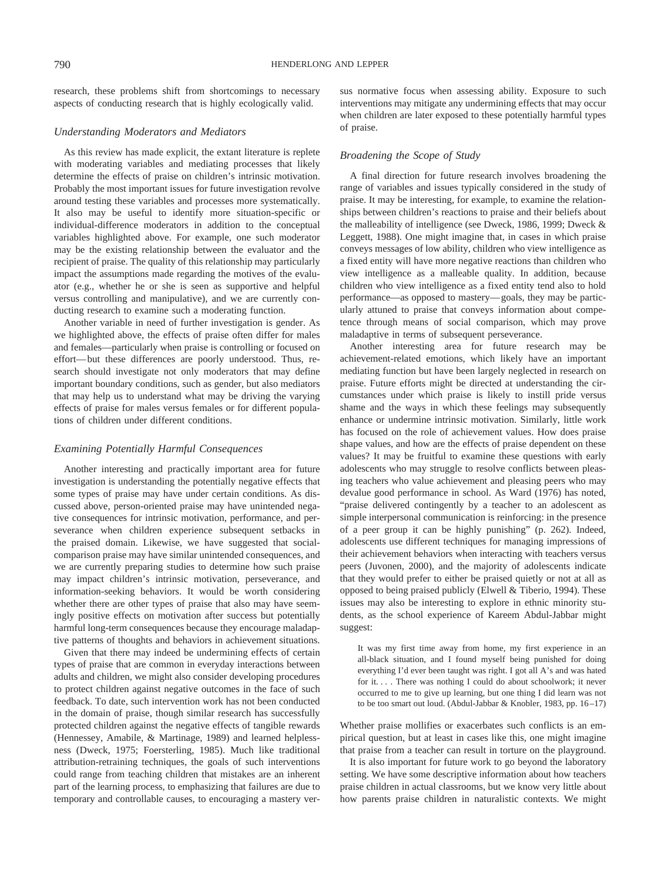research, these problems shift from shortcomings to necessary aspects of conducting research that is highly ecologically valid.

### *Understanding Moderators and Mediators*

As this review has made explicit, the extant literature is replete with moderating variables and mediating processes that likely determine the effects of praise on children's intrinsic motivation. Probably the most important issues for future investigation revolve around testing these variables and processes more systematically. It also may be useful to identify more situation-specific or individual-difference moderators in addition to the conceptual variables highlighted above. For example, one such moderator may be the existing relationship between the evaluator and the recipient of praise. The quality of this relationship may particularly impact the assumptions made regarding the motives of the evaluator (e.g., whether he or she is seen as supportive and helpful versus controlling and manipulative), and we are currently conducting research to examine such a moderating function.

Another variable in need of further investigation is gender. As we highlighted above, the effects of praise often differ for males and females—particularly when praise is controlling or focused on effort—but these differences are poorly understood. Thus, research should investigate not only moderators that may define important boundary conditions, such as gender, but also mediators that may help us to understand what may be driving the varying effects of praise for males versus females or for different populations of children under different conditions.

### *Examining Potentially Harmful Consequences*

Another interesting and practically important area for future investigation is understanding the potentially negative effects that some types of praise may have under certain conditions. As discussed above, person-oriented praise may have unintended negative consequences for intrinsic motivation, performance, and perseverance when children experience subsequent setbacks in the praised domain. Likewise, we have suggested that social-comparison praise may have similar unintended consequences, and we are currently preparing studies to determine how such praise may impact children's intrinsic motivation, perseverance, and information-seeking behaviors. It would be worth considering whether there are other types of praise that also may have seemingly positive effects on motivation after success but potentially harmful long-term consequences because they encourage maladaptive patterns of thoughts and behaviors in achievement situations.

Given that there may indeed be undermining effects of certain types of praise that are common in everyday interactions between adults and children, we might also consider developing procedures to protect children against negative outcomes in the face of such feedback. To date, such intervention work has not been conducted in the domain of praise, though similar research has successfully protected children against the negative effects of tangible rewards (Hennessey, Amabile, & Martinage, 1989) and learned helplessness (Dweck, 1975; Foersterling, 1985). Much like traditional attribution-retraining techniques, the goals of such interventions could range from teaching children that mistakes are an inherent part of the learning process, to emphasizing that failures are due to temporary and controllable causes, to encouraging a mastery versus normative focus when assessing ability. Exposure to such interventions may mitigate any undermining effects that may occur when children are later exposed to these potentially harmful types of praise.

### *Broadening the Scope of Study*

A final direction for future research involves broadening the range of variables and issues typically considered in the study of praise. It may be interesting, for example, to examine the relationships between children's reactions to praise and their beliefs about the malleability of intelligence (see Dweck, 1986, 1999; Dweck & Leggett, 1988). One might imagine that, in cases in which praise conveys messages of low ability, children who view intelligence as a fixed entity will have more negative reactions than children who view intelligence as a malleable quality. In addition, because children who view intelligence as a fixed entity tend also to hold performance—as opposed to mastery—goals, they may be particularly attuned to praise that conveys information about competence through means of social comparison, which may prove maladaptive in terms of subsequent perseverance.

Another interesting area for future research may be achievement-related emotions, which likely have an important mediating function but have been largely neglected in research on praise. Future efforts might be directed at understanding the circumstances under which praise is likely to instill pride versus shame and the ways in which these feelings may subsequently enhance or undermine intrinsic motivation. Similarly, little work has focused on the role of achievement values. How does praise shape values, and how are the effects of praise dependent on these values? It may be fruitful to examine these questions with early adolescents who may struggle to resolve conflicts between pleasing teachers who value achievement and pleasing peers who may devalue good performance in school. As Ward (1976) has noted, "praise delivered contingently by a teacher to an adolescent as simple interpersonal communication is reinforcing: in the presence of a peer group it can be highly punishing" (p. 262). Indeed, adolescents use different techniques for managing impressions of their achievement behaviors when interacting with teachers versus peers (Juvonen, 2000), and the majority of adolescents indicate that they would prefer to either be praised quietly or not at all as opposed to being praised publicly (Elwell & Tiberio, 1994). These issues may also be interesting to explore in ethnic minority students, as the school experience of Kareem Abdul-Jabbar might suggest:

> It was my first time away from home, my first experience in an all-black situation, and I found myself being punished for doing everything I'd ever been taught was right. I got all A's and was hated for it. . . . There was nothing I could do about schoolwork; it never occurred to me to give up learning, but one thing I did learn was not to be too smart out loud. (Abdul-Jabbar & Knobler, 1983, pp. 16–17)

Whether praise mollifies or exacerbates such conflicts is an empirical question, but at least in cases like this, one might imagine that praise from a teacher can result in torture on the playground.

It is also important for future work to go beyond the laboratory setting. We have some descriptive information about how teachers praise children in actual classrooms, but we know very little about how parents praise children in naturalistic contexts. We might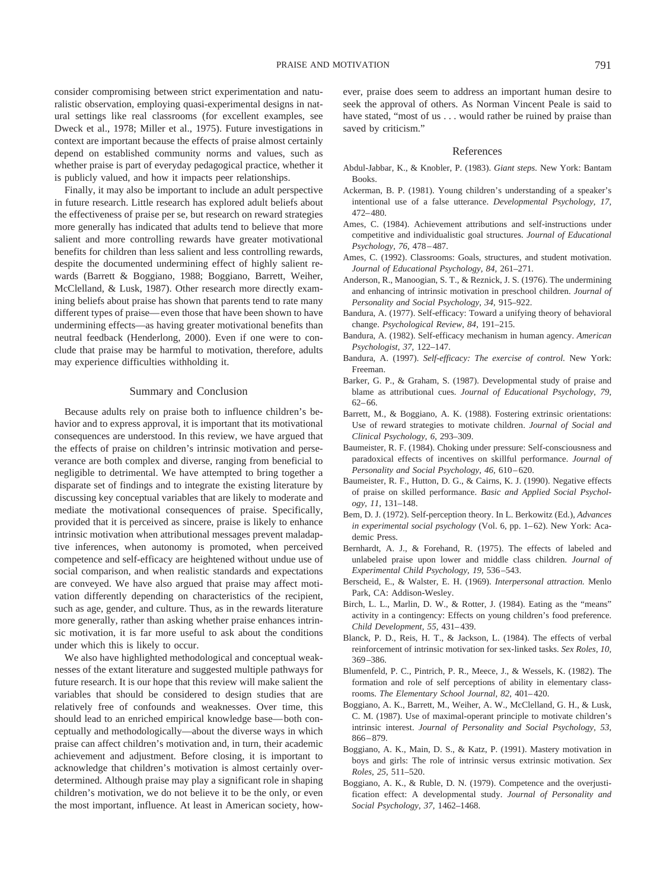consider compromising between strict experimentation and naturalistic observation, employing quasi-experimental designs in natural settings like real classrooms (for excellent examples, see Dweck et al., 1978; Miller et al., 1975). Future investigations in context are important because the effects of praise almost certainly depend on established community norms and values, such as whether praise is part of everyday pedagogical practice, whether it is publicly valued, and how it impacts peer relationships.

Finally, it may also be important to include an adult perspective in future research. Little research has explored adult beliefs about the effectiveness of praise per se, but research on reward strategies more generally has indicated that adults tend to believe that more salient and more controlling rewards have greater motivational benefits for children than less salient and less controlling rewards, despite the documented undermining effect of highly salient rewards (Barrett & Boggiano, 1988; Boggiano, Barrett, Weiher, McClelland, & Lusk, 1987). Other research more directly examining beliefs about praise has shown that parents tend to rate many different types of praise—even those that have been shown to have undermining effects—as having greater motivational benefits than neutral feedback (Henderlong, 2000). Even if one were to conclude that praise may be harmful to motivation, therefore, adults may experience difficulties withholding it.

## Summary and Conclusion

Because adults rely on praise both to influence children's behavior and to express approval, it is important that its motivational consequences are understood. In this review, we have argued that the effects of praise on children's intrinsic motivation and perseverance are both complex and diverse, ranging from beneficial to negligible to detrimental. We have attempted to bring together a disparate set of findings and to integrate the existing literature by discussing key conceptual variables that are likely to moderate and mediate the motivational consequences of praise. Specifically, provided that it is perceived as sincere, praise is likely to enhance intrinsic motivation when attributional messages prevent maladaptive inferences, when autonomy is promoted, when perceived competence and self-efficacy are heightened without undue use of social comparison, and when realistic standards and expectations are conveyed. We have also argued that praise may affect motivation differently depending on characteristics of the recipient, such as age, gender, and culture. Thus, as in the rewards literature more generally, rather than asking whether praise enhances intrinsic motivation, it is far more useful to ask about the conditions under which this is likely to occur.

We also have highlighted methodological and conceptual weaknesses of the extant literature and suggested multiple pathways for future research. It is our hope that this review will make salient the variables that should be considered to design studies that are relatively free of confounds and weaknesses. Over time, this should lead to an enriched empirical knowledge base—both conceptually and methodologically—about the diverse ways in which praise can affect children's motivation and, in turn, their academic achievement and adjustment. Before closing, it is important to acknowledge that children's motivation is almost certainly overdetermined. Although praise may play a significant role in shaping children's motivation, we do not believe it to be the only, or even the most important, influence. At least in American society, however, praise does seem to address an important human desire to seek the approval of others. As Norman Vincent Peale is said to have stated, "most of us . . . would rather be ruined by praise than saved by criticism."

## References

Abdul-Jabbar, K., & Knobler, P. (1983). *Giant steps.* New York: Bantam Books.

Ackerman, B. P. (1981). Young children's understanding of a speaker's intentional use of a false utterance. *Developmental Psychology, 17,* 472–480.

Ames, C. (1984). Achievement attributions and self-instructions under competitive and individualistic goal structures. *Journal of Educational Psychology, 76,* 478–487.

Ames, C. (1992). Classrooms: Goals, structures, and student motivation. *Journal of Educational Psychology, 84,* 261–271.

Anderson, R., Manoogian, S. T., & Reznick, J. S. (1976). The undermining and enhancing of intrinsic motivation in preschool children. *Journal of Personality and Social Psychology, 34,* 915–922.

Bandura, A. (1977). Self-efficacy: Toward a unifying theory of behavioral change. *Psychological Review, 84,* 191–215.

Bandura, A. (1982). Self-efficacy mechanism in human agency. *American Psychologist, 37,* 122–147.

Bandura, A. (1997). *Self-efficacy: The exercise of control.* New York: Freeman.

Barker, G. P., & Graham, S. (1987). Developmental study of praise and blame as attributional cues. *Journal of Educational Psychology, 79,* 62–66.

Barrett, M., & Boggiano, A. K. (1988). Fostering extrinsic orientations: Use of reward strategies to motivate children. *Journal of Social and Clinical Psychology, 6,* 293–309.

Baumeister, R. F. (1984). Choking under pressure: Self-consciousness and paradoxical effects of incentives on skillful performance. *Journal of Personality and Social Psychology, 46,* 610–620.

Baumeister, R. F., Hutton, D. G., & Cairns, K. J. (1990). Negative effects of praise on skilled performance. *Basic and Applied Social Psychology, 11,* 131–148.

Bem, D. J. (1972). Self-perception theory. In L. Berkowitz (Ed.), *Advances in experimental social psychology* (Vol. 6, pp. 1–62). New York: Academic Press.

Bernhardt, A. J., & Forehand, R. (1975). The effects of labeled and unlabeled praise upon lower and middle class children. *Journal of Experimental Child Psychology, 19,* 536–543.

Berscheid, E., & Walster, E. H. (1969). *Interpersonal attraction.* Menlo Park, CA: Addison-Wesley.

Birch, L. L., Marlin, D. W., & Rotter, J. (1984). Eating as the "means" activity in a contingency: Effects on young children's food preference. *Child Development, 55,* 431–439.

Blanck, P. D., Reis, H. T., & Jackson, L. (1984). The effects of verbal reinforcement of intrinsic motivation for sex-linked tasks. *Sex Roles, 10,* 369–386.

Blumenfeld, P. C., Pintrich, P. R., Meece, J., & Wessels, K. (1982). The formation and role of self perceptions of ability in elementary classrooms. *The Elementary School Journal, 82,* 401–420.

Boggiano, A. K., Barrett, M., Weiher, A. W., McClelland, G. H., & Lusk, C. M. (1987). Use of maximal-operant principle to motivate children's intrinsic interest. *Journal of Personality and Social Psychology, 53,* 866–879.

Boggiano, A. K., Main, D. S., & Katz, P. (1991). Mastery motivation in boys and girls: The role of intrinsic versus extrinsic motivation. *Sex Roles, 25,* 511–520.

Boggiano, A. K., & Ruble, D. N. (1979). Competence and the overjustification effect: A developmental study. *Journal of Personality and Social Psychology, 37,* 1462–1468.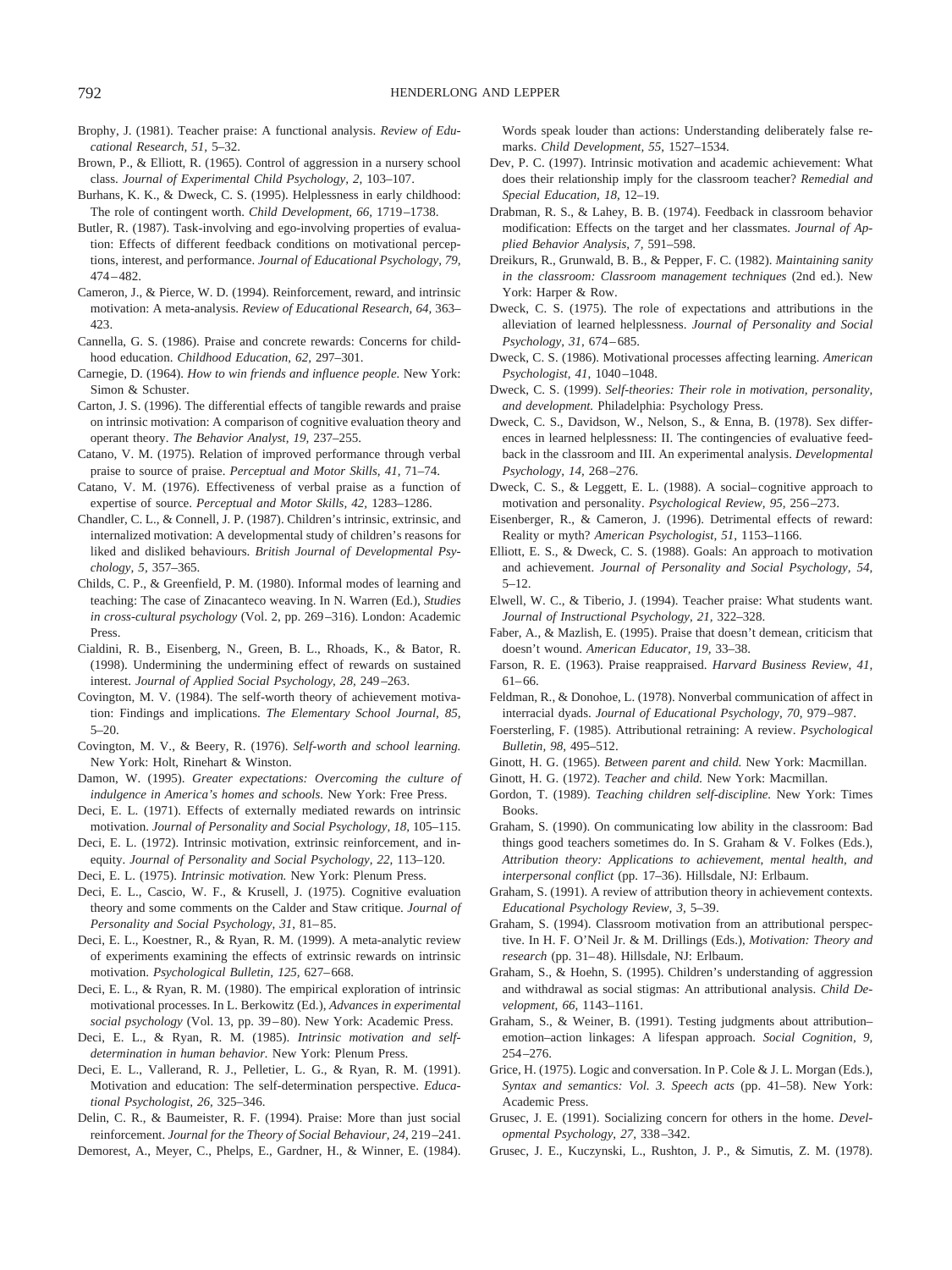Brophy, J. (1981). Teacher praise: A functional analysis. *Review of Educational Research, 51,* 5–32.

Brown, P., & Elliott, R. (1965). Control of aggression in a nursery school class. *Journal of Experimental Child Psychology, 2,* 103–107.

Burhans, K. K., & Dweck, C. S. (1995). Helplessness in early childhood: The role of contingent worth. *Child Development, 66,* 1719–1738.

Butler, R. (1987). Task-involving and ego-involving properties of evaluation: Effects of different feedback conditions on motivational perceptions, interest, and performance. *Journal of Educational Psychology, 79,* 474–482.

Cameron, J., & Pierce, W. D. (1994). Reinforcement, reward, and intrinsic motivation: A meta-analysis. *Review of Educational Research, 64,* 363–423.

Cannella, G. S. (1986). Praise and concrete rewards: Concerns for childhood education. *Childhood Education, 62,* 297–301.

Carnegie, D. (1964). *How to win friends and influence people.* New York: Simon & Schuster.

Carton, J. S. (1996). The differential effects of tangible rewards and praise on intrinsic motivation: A comparison of cognitive evaluation theory and operant theory. *The Behavior Analyst, 19,* 237–255.

Catano, V. M. (1975). Relation of improved performance through verbal praise to source of praise. *Perceptual and Motor Skills, 41,* 71–74.

Catano, V. M. (1976). Effectiveness of verbal praise as a function of expertise of source. *Perceptual and Motor Skills, 42,* 1283–1286.

Chandler, C. L., & Connell, J. P. (1987). Children's intrinsic, extrinsic, and internalized motivation: A developmental study of children's reasons for liked and disliked behaviours. *British Journal of Developmental Psychology, 5,* 357–365.

Childs, C. P., & Greenfield, P. M. (1980). Informal modes of learning and teaching: The case of Zinacanteco weaving. In N. Warren (Ed.), *Studies in cross-cultural psychology* (Vol. 2, pp. 269–316). London: Academic Press.

Cialdini, R. B., Eisenberg, N., Green, B. L., Rhoads, K., & Bator, R. (1998). Undermining the undermining effect of rewards on sustained interest. *Journal of Applied Social Psychology, 28,* 249–263.

Covington, M. V. (1984). The self-worth theory of achievement motivation: Findings and implications. *The Elementary School Journal, 85,* 5–20.

Covington, M. V., & Beery, R. (1976). *Self-worth and school learning.* New York: Holt, Rinehart & Winston.

Damon, W. (1995). *Greater expectations: Overcoming the culture of indulgence in America's homes and schools.* New York: Free Press.

Deci, E. L. (1971). Effects of externally mediated rewards on intrinsic motivation. *Journal of Personality and Social Psychology, 18,* 105–115.

Deci, E. L. (1972). Intrinsic motivation, extrinsic reinforcement, and inequity. *Journal of Personality and Social Psychology, 22,* 113–120.

Deci, E. L. (1975). *Intrinsic motivation.* New York: Plenum Press.

Deci, E. L., Cascio, W. F., & Krusell, J. (1975). Cognitive evaluation theory and some comments on the Calder and Staw critique. *Journal of Personality and Social Psychology, 31,* 81–85.

Deci, E. L., Koestner, R., & Ryan, R. M. (1999). A meta-analytic review of experiments examining the effects of extrinsic rewards on intrinsic motivation. *Psychological Bulletin, 125,* 627–668.

Deci, E. L., & Ryan, R. M. (1980). The empirical exploration of intrinsic motivational processes. In L. Berkowitz (Ed.), *Advances in experimental social psychology* (Vol. 13, pp. 39–80). New York: Academic Press.

Deci, E. L., & Ryan, R. M. (1985). *Intrinsic motivation and self-determination in human behavior.* New York: Plenum Press.

Deci, E. L., Vallerand, R. J., Pelletier, L. G., & Ryan, R. M. (1991). Motivation and education: The self-determination perspective. *Educational Psychologist, 26,* 325–346.

Delin, C. R., & Baumeister, R. F. (1994). Praise: More than just social reinforcement. *Journal for the Theory of Social Behaviour, 24,* 219–241.

Demorest, A., Meyer, C., Phelps, E., Gardner, H., & Winner, E. (1984). Words speak louder than actions: Understanding deliberately false remarks. *Child Development, 55,* 1527–1534.

Dev, P. C. (1997). Intrinsic motivation and academic achievement: What does their relationship imply for the classroom teacher? *Remedial and Special Education, 18,* 12–19.

Drabman, R. S., & Lahey, B. B. (1974). Feedback in classroom behavior modification: Effects on the target and her classmates. *Journal of Applied Behavior Analysis, 7,* 591–598.

Dreikurs, R., Grunwald, B. B., & Pepper, F. C. (1982). *Maintaining sanity in the classroom: Classroom management techniques* (2nd ed.). New York: Harper & Row.

Dweck, C. S. (1975). The role of expectations and attributions in the alleviation of learned helplessness. *Journal of Personality and Social Psychology, 31,* 674–685.

Dweck, C. S. (1986). Motivational processes affecting learning. *American Psychologist, 41,* 1040–1048.

Dweck, C. S. (1999). *Self-theories: Their role in motivation, personality, and development.* Philadelphia: Psychology Press.

Dweck, C. S., Davidson, W., Nelson, S., & Enna, B. (1978). Sex differences in learned helplessness: II. The contingencies of evaluative feedback in the classroom and III. An experimental analysis. *Developmental Psychology, 14,* 268–276.

Dweck, C. S., & Leggett, E. L. (1988). A social–cognitive approach to motivation and personality. *Psychological Review, 95,* 256–273.

Eisenberger, R., & Cameron, J. (1996). Detrimental effects of reward: Reality or myth? *American Psychologist, 51,* 1153–1166.

Elliott, E. S., & Dweck, C. S. (1988). Goals: An approach to motivation and achievement. *Journal of Personality and Social Psychology, 54,* 5–12.

Elwell, W. C., & Tiberio, J. (1994). Teacher praise: What students want. *Journal of Instructional Psychology, 21,* 322–328.

Faber, A., & Mazlish, E. (1995). Praise that doesn't demean, criticism that doesn't wound. *American Educator, 19,* 33–38.

Farson, R. E. (1963). Praise reappraised. *Harvard Business Review, 41,* 61–66.

Feldman, R., & Donohoe, L. (1978). Nonverbal communication of affect in interracial dyads. *Journal of Educational Psychology, 70,* 979–987.

Foersterling, F. (1985). Attributional retraining: A review. *Psychological Bulletin, 98,* 495–512.

Ginott, H. G. (1965). *Between parent and child.* New York: Macmillan.

Ginott, H. G. (1972). *Teacher and child.* New York: Macmillan.

Gordon, T. (1989). *Teaching children self-discipline.* New York: Times Books.

Graham, S. (1990). On communicating low ability in the classroom: Bad things good teachers sometimes do. In S. Graham & V. Folkes (Eds.), *Attribution theory: Applications to achievement, mental health, and interpersonal conflict* (pp. 17–36). Hillsdale, NJ: Erlbaum.

Graham, S. (1991). A review of attribution theory in achievement contexts. *Educational Psychology Review, 3,* 5–39.

Graham, S. (1994). Classroom motivation from an attributional perspective. In H. F. O'Neil Jr. & M. Drillings (Eds.), *Motivation: Theory and research* (pp. 31–48). Hillsdale, NJ: Erlbaum.

Graham, S., & Hoehn, S. (1995). Children's understanding of aggression and withdrawal as social stigmas: An attributional analysis. *Child Development, 66,* 1143–1161.

Graham, S., & Weiner, B. (1991). Testing judgments about attribution–emotion–action linkages: A lifespan approach. *Social Cognition, 9,* 254–276.

Grice, H. (1975). Logic and conversation. In P. Cole & J. L. Morgan (Eds.), *Syntax and semantics: Vol. 3. Speech acts* (pp. 41–58). New York: Academic Press.

Grusec, J. E. (1991). Socializing concern for others in the home. *Developmental Psychology, 27,* 338–342.

Grusec, J. E., Kuczynski, L., Rushton, J. P., & Simutis, Z. M. (1978).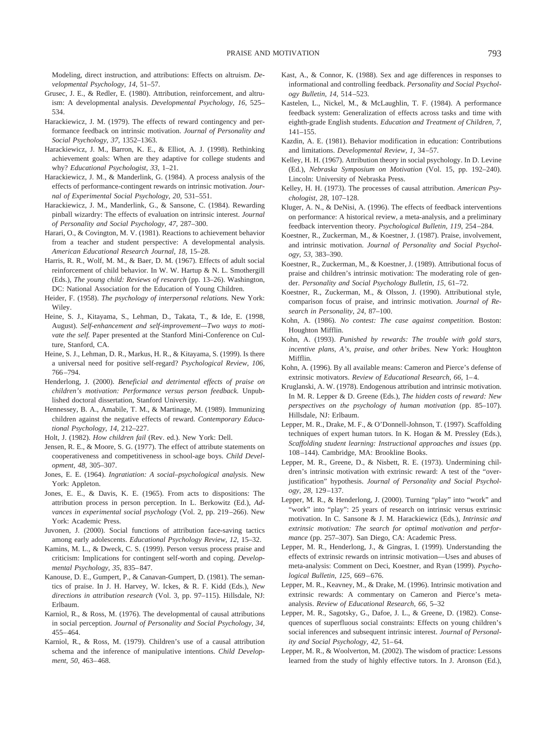Modeling, direct instruction, and attributions: Effects on altruism. *Developmental Psychology, 14,* 51–57.

Grusec, J. E., & Redler, E. (1980). Attribution, reinforcement, and altruism: A developmental analysis. *Developmental Psychology, 16,* 525–534.

Harackiewicz, J. M. (1979). The effects of reward contingency and performance feedback on intrinsic motivation. *Journal of Personality and Social Psychology, 37,* 1352–1363.

Harackiewicz, J. M., Barron, K. E., & Elliot, A. J. (1998). Rethinking achievement goals: When are they adaptive for college students and why? *Educational Psychologist, 33,* 1–21.

Harackiewicz, J. M., & Manderlink, G. (1984). A process analysis of the effects of performance-contingent rewards on intrinsic motivation. *Journal of Experimental Social Psychology, 20,* 531–551.

Harackiewicz, J. M., Manderlink, G., & Sansone, C. (1984). Rewarding pinball wizardry: The effects of evaluation on intrinsic interest. *Journal of Personality and Social Psychology, 47,* 287–300.

Harari, O., & Covington, M. V. (1981). Reactions to achievement behavior from a teacher and student perspective: A developmental analysis. *American Educational Research Journal, 18,* 15–28.

Harris, R. R., Wolf, M. M., & Baer, D. M. (1967). Effects of adult social reinforcement of child behavior. In W. W. Hartup & N. L. Smothergill (Eds.), *The young child: Reviews of research* (pp. 13–26). Washington, DC: National Association for the Education of Young Children.

Heider, F. (1958). *The psychology of interpersonal relations.* New York: Wiley.

Heine, S. J., Kitayama, S., Lehman, D., Takata, T., & Ide, E. (1998, August). *Self-enhancement and self-improvement—Two ways to motivate the self.* Paper presented at the Stanford Mini-Conference on Culture, Stanford, CA.

Heine, S. J., Lehman, D. R., Markus, H. R., & Kitayama, S. (1999). Is there a universal need for positive self-regard? *Psychological Review, 106,* 766–794.

Henderlong, J. (2000). *Beneficial and detrimental effects of praise on children's motivation: Performance versus person feedback.* Unpublished doctoral dissertation, Stanford University.

Hennessey, B. A., Amabile, T. M., & Martinage, M. (1989). Immunizing children against the negative effects of reward. *Contemporary Educational Psychology, 14,* 212–227.

Holt, J. (1982). *How children fail* (Rev. ed.). New York: Dell.

Jensen, R. E., & Moore, S. G. (1977). The effect of attribute statements on cooperativeness and competitiveness in school-age boys. *Child Development, 48,* 305–307.

Jones, E. E. (1964). *Ingratiation: A social–psychological analysis.* New York: Appleton.

Jones, E. E., & Davis, K. E. (1965). From acts to dispositions: The attribution process in person perception. In L. Berkowitz (Ed.), *Advances in experimental social psychology* (Vol. 2, pp. 219–266). New York: Academic Press.

Juvonen, J. (2000). Social functions of attribution face-saving tactics among early adolescents. *Educational Psychology Review, 12,* 15–32.

Kamins, M. L., & Dweck, C. S. (1999). Person versus process praise and criticism: Implications for contingent self-worth and coping. *Developmental Psychology, 35,* 835–847.

Kanouse, D. E., Gumpert, P., & Canavan-Gumpert, D. (1981). The semantics of praise. In J. H. Harvey, W. Ickes, & R. F. Kidd (Eds.), *New directions in attribution research* (Vol. 3, pp. 97–115). Hillsdale, NJ: Erlbaum.

Karniol, R., & Ross, M. (1976). The developmental of causal attributions in social perception. *Journal of Personality and Social Psychology, 34,* 455–464.

Karniol, R., & Ross, M. (1979). Children's use of a causal attribution schema and the inference of manipulative intentions. *Child Development, 50,* 463–468.

Kast, A., & Connor, K. (1988). Sex and age differences in responses to informational and controlling feedback. *Personality and Social Psychology Bulletin, 14,* 514–523.

Kastelen, L., Nickel, M., & McLaughlin, T. F. (1984). A performance feedback system: Generalization of effects across tasks and time with eighth-grade English students. *Education and Treatment of Children, 7,* 141–155.

Kazdin, A. E. (1981). Behavior modification in education: Contributions and limitations. *Developmental Review, 1,* 34–57.

Kelley, H. H. (1967). Attribution theory in social psychology. In D. Levine (Ed.), *Nebraska Symposium on Motivation* (Vol. 15, pp. 192–240). Lincoln: University of Nebraska Press.

Kelley, H. H. (1973). The processes of causal attribution. *American Psychologist, 28,* 107–128.

Kluger, A. N., & DeNisi, A. (1996). The effects of feedback interventions on performance: A historical review, a meta-analysis, and a preliminary feedback intervention theory. *Psychological Bulletin, 119,* 254–284.

Koestner, R., Zuckerman, M., & Koestner, J. (1987). Praise, involvement, and intrinsic motivation. *Journal of Personality and Social Psychology, 53,* 383–390.

Koestner, R., Zuckerman, M., & Koestner, J. (1989). Attributional focus of praise and children's intrinsic motivation: The moderating role of gender. *Personality and Social Psychology Bulletin, 15,* 61–72.

Koestner, R., Zuckerman, M., & Olsson, J. (1990). Attributional style, comparison focus of praise, and intrinsic motivation. *Journal of Research in Personality, 24,* 87–100.

Kohn, A. (1986). *No contest: The case against competition.* Boston: Houghton Mifflin.

Kohn, A. (1993). *Punished by rewards: The trouble with gold stars, incentive plans, A's, praise, and other bribes.* New York: Houghton Mifflin.

Kohn, A. (1996). By all available means: Cameron and Pierce's defense of extrinsic motivators. *Review of Educational Research, 66,* 1–4.

Kruglanski, A. W. (1978). Endogenous attribution and intrinsic motivation. In M. R. Lepper & D. Greene (Eds.), *The hidden costs of reward: New perspectives on the psychology of human motivation* (pp. 85–107). Hillsdale, NJ: Erlbaum.

Lepper, M. R., Drake, M. F., & O'Donnell-Johnson, T. (1997). Scaffolding techniques of expert human tutors. In K. Hogan & M. Pressley (Eds.), *Scaffolding student learning: Instructional approaches and issues* (pp. 108–144). Cambridge, MA: Brookline Books.

Lepper, M. R., Greene, D., & Nisbett, R. E. (1973). Undermining children's intrinsic motivation with extrinsic reward: A test of the "overjustification" hypothesis. *Journal of Personality and Social Psychology, 28,* 129–137.

Lepper, M. R., & Henderlong, J. (2000). Turning "play" into "work" and "work" into "play": 25 years of research on intrinsic versus extrinsic motivation. In C. Sansone & J. M. Harackiewicz (Eds.), *Intrinsic and extrinsic motivation: The search for optimal motivation and performance* (pp. 257–307). San Diego, CA: Academic Press.

Lepper, M. R., Henderlong, J., & Gingras, I. (1999). Understanding the effects of extrinsic rewards on intrinsic motivation—Uses and abuses of meta-analysis: Comment on Deci, Koestner, and Ryan (1999). *Psychological Bulletin, 125,* 669–676.

Lepper, M. R., Keavney, M., & Drake, M. (1996). Intrinsic motivation and extrinsic rewards: A commentary on Cameron and Pierce's meta-analysis. *Review of Educational Research, 66,* 5–32

Lepper, M. R., Sagotsky, G., Dafoe, J. L., & Greene, D. (1982). Consequences of superfluous social constraints: Effects on young children's social inferences and subsequent intrinsic interest. *Journal of Personality and Social Psychology, 42,* 51–64.

Lepper, M. R., & Woolverton, M. (2002). The wisdom of practice: Lessons learned from the study of highly effective tutors. In J. Aronson (Ed.),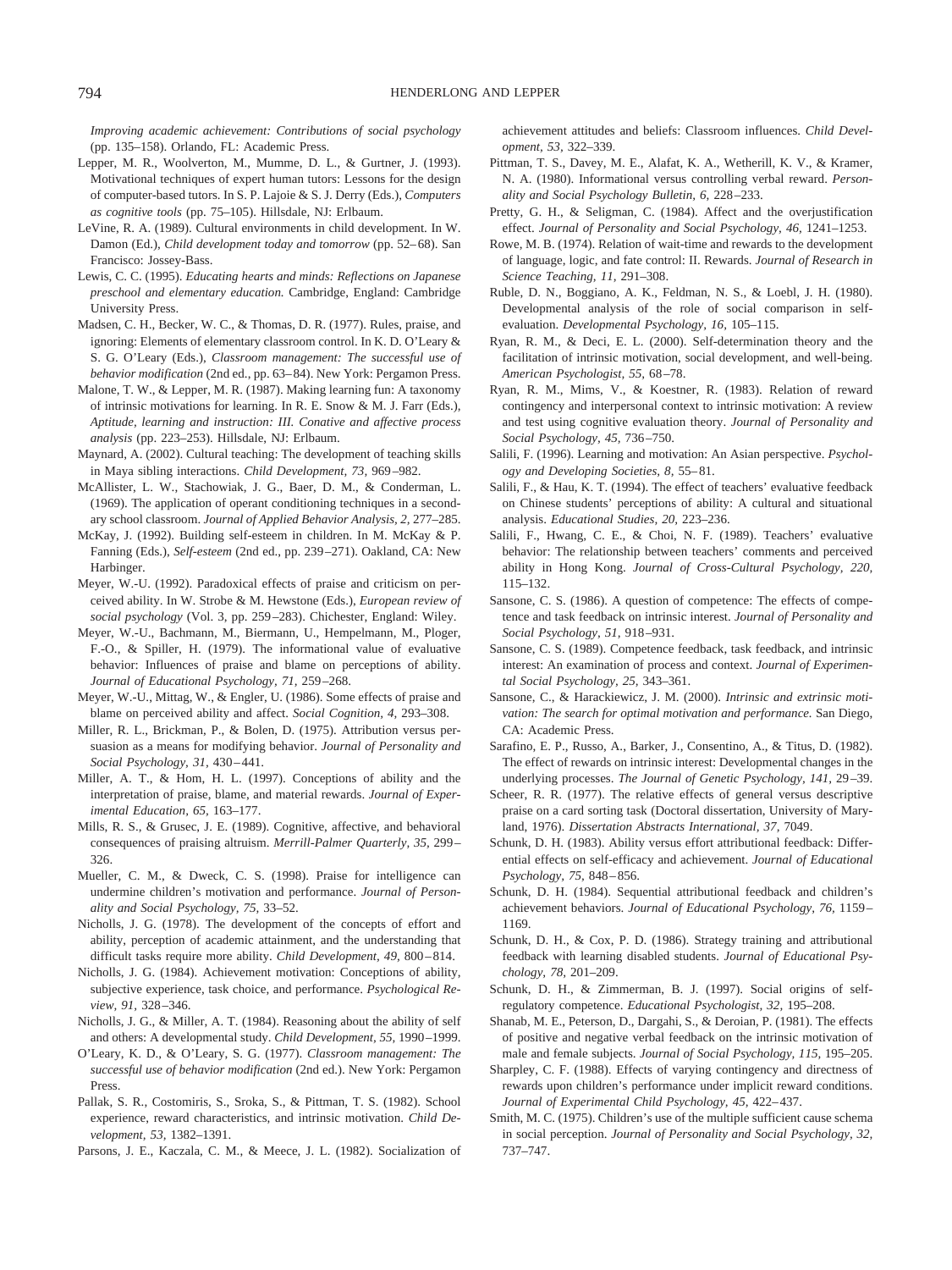*Improving academic achievement: Contributions of social psychology* (pp. 135–158). Orlando, FL: Academic Press.

Lepper, M. R., Woolverton, M., Mumme, D. L., & Gurtner, J. (1993). Motivational techniques of expert human tutors: Lessons for the design of computer-based tutors. In S. P. Lajoie & S. J. Derry (Eds.), *Computers as cognitive tools* (pp. 75–105). Hillsdale, NJ: Erlbaum.

LeVine, R. A. (1989). Cultural environments in child development. In W. Damon (Ed.), *Child development today and tomorrow* (pp. 52–68). San Francisco: Jossey-Bass.

Lewis, C. C. (1995). *Educating hearts and minds: Reflections on Japanese preschool and elementary education.* Cambridge, England: Cambridge University Press.

Madsen, C. H., Becker, W. C., & Thomas, D. R. (1977). Rules, praise, and ignoring: Elements of elementary classroom control. In K. D. O'Leary & S. G. O'Leary (Eds.), *Classroom management: The successful use of behavior modification* (2nd ed., pp. 63–84). New York: Pergamon Press.

Malone, T. W., & Lepper, M. R. (1987). Making learning fun: A taxonomy of intrinsic motivations for learning. In R. E. Snow & M. J. Farr (Eds.), *Aptitude, learning and instruction: III. Conative and affective process analysis* (pp. 223–253). Hillsdale, NJ: Erlbaum.

Maynard, A. (2002). Cultural teaching: The development of teaching skills in Maya sibling interactions. *Child Development, 73,* 969–982.

McAllister, L. W., Stachowiak, J. G., Baer, D. M., & Conderman, L. (1969). The application of operant conditioning techniques in a secondary school classroom. *Journal of Applied Behavior Analysis, 2,* 277–285.

McKay, J. (1992). Building self-esteem in children. In M. McKay & P. Fanning (Eds.), *Self-esteem* (2nd ed., pp. 239–271). Oakland, CA: New Harbinger.

Meyer, W.-U. (1992). Paradoxical effects of praise and criticism on perceived ability. In W. Strobe & M. Hewstone (Eds.), *European review of social psychology* (Vol. 3, pp. 259–283). Chichester, England: Wiley.

Meyer, W.-U., Bachmann, M., Biermann, U., Hempelmann, M., Ploger, F.-O., & Spiller, H. (1979). The informational value of evaluative behavior: Influences of praise and blame on perceptions of ability. *Journal of Educational Psychology, 71,* 259–268.

Meyer, W.-U., Mittag, W., & Engler, U. (1986). Some effects of praise and blame on perceived ability and affect. *Social Cognition, 4,* 293–308.

Miller, R. L., Brickman, P., & Bolen, D. (1975). Attribution versus persuasion as a means for modifying behavior. *Journal of Personality and Social Psychology, 31,* 430–441.

Miller, A. T., & Hom, H. L. (1997). Conceptions of ability and the interpretation of praise, blame, and material rewards. *Journal of Experimental Education, 65,* 163–177.

Mills, R. S., & Grusec, J. E. (1989). Cognitive, affective, and behavioral consequences of praising altruism. *Merrill-Palmer Quarterly, 35,* 299–326.

Mueller, C. M., & Dweck, C. S. (1998). Praise for intelligence can undermine children's motivation and performance. *Journal of Personality and Social Psychology, 75,* 33–52.

Nicholls, J. G. (1978). The development of the concepts of effort and ability, perception of academic attainment, and the understanding that difficult tasks require more ability. *Child Development, 49,* 800–814.

Nicholls, J. G. (1984). Achievement motivation: Conceptions of ability, subjective experience, task choice, and performance. *Psychological Review, 91,* 328–346.

Nicholls, J. G., & Miller, A. T. (1984). Reasoning about the ability of self and others: A developmental study. *Child Development, 55,* 1990–1999.

O'Leary, K. D., & O'Leary, S. G. (1977). *Classroom management: The successful use of behavior modification* (2nd ed.). New York: Pergamon Press.

Pallak, S. R., Costomiris, S., Sroka, S., & Pittman, T. S. (1982). School experience, reward characteristics, and intrinsic motivation. *Child Development, 53,* 1382–1391.

Parsons, J. E., Kaczala, C. M., & Meece, J. L. (1982). Socialization of achievement attitudes and beliefs: Classroom influences. *Child Development, 53,* 322–339.

Pittman, T. S., Davey, M. E., Alafat, K. A., Wetherill, K. V., & Kramer, N. A. (1980). Informational versus controlling verbal reward. *Personality and Social Psychology Bulletin, 6,* 228–233.

Pretty, G. H., & Seligman, C. (1984). Affect and the overjustification effect. *Journal of Personality and Social Psychology, 46,* 1241–1253.

Rowe, M. B. (1974). Relation of wait-time and rewards to the development of language, logic, and fate control: II. Rewards. *Journal of Research in Science Teaching, 11,* 291–308.

Ruble, D. N., Boggiano, A. K., Feldman, N. S., & Loebl, J. H. (1980). Developmental analysis of the role of social comparison in self-evaluation. *Developmental Psychology, 16,* 105–115.

Ryan, R. M., & Deci, E. L. (2000). Self-determination theory and the facilitation of intrinsic motivation, social development, and well-being. *American Psychologist, 55,* 68–78.

Ryan, R. M., Mims, V., & Koestner, R. (1983). Relation of reward contingency and interpersonal context to intrinsic motivation: A review and test using cognitive evaluation theory. *Journal of Personality and Social Psychology, 45,* 736–750.

Salili, F. (1996). Learning and motivation: An Asian perspective. *Psychology and Developing Societies, 8,* 55–81.

Salili, F., & Hau, K. T. (1994). The effect of teachers' evaluative feedback on Chinese students' perceptions of ability: A cultural and situational analysis. *Educational Studies, 20,* 223–236.

Salili, F., Hwang, C. E., & Choi, N. F. (1989). Teachers' evaluative behavior: The relationship between teachers' comments and perceived ability in Hong Kong. *Journal of Cross-Cultural Psychology, 220,* 115–132.

Sansone, C. S. (1986). A question of competence: The effects of competence and task feedback on intrinsic interest. *Journal of Personality and Social Psychology, 51,* 918–931.

Sansone, C. S. (1989). Competence feedback, task feedback, and intrinsic interest: An examination of process and context. *Journal of Experimental Social Psychology, 25,* 343–361.

Sansone, C., & Harackiewicz, J. M. (2000). *Intrinsic and extrinsic motivation: The search for optimal motivation and performance.* San Diego, CA: Academic Press.

Sarafino, E. P., Russo, A., Barker, J., Consentino, A., & Titus, D. (1982). The effect of rewards on intrinsic interest: Developmental changes in the underlying processes. *The Journal of Genetic Psychology, 141,* 29–39.

Scheer, R. R. (1977). The relative effects of general versus descriptive praise on a card sorting task (Doctoral dissertation, University of Maryland, 1976). *Dissertation Abstracts International, 37,* 7049.

Schunk, D. H. (1983). Ability versus effort attributional feedback: Differential effects on self-efficacy and achievement. *Journal of Educational Psychology, 75,* 848–856.

Schunk, D. H. (1984). Sequential attributional feedback and children's achievement behaviors. *Journal of Educational Psychology, 76,* 1159–1169.

Schunk, D. H., & Cox, P. D. (1986). Strategy training and attributional feedback with learning disabled students. *Journal of Educational Psychology, 78,* 201–209.

Schunk, D. H., & Zimmerman, B. J. (1997). Social origins of self-regulatory competence. *Educational Psychologist, 32,* 195–208.

Shanab, M. E., Peterson, D., Dargahi, S., & Deroian, P. (1981). The effects of positive and negative verbal feedback on the intrinsic motivation of male and female subjects. *Journal of Social Psychology, 115,* 195–205.

Sharpley, C. F. (1988). Effects of varying contingency and directness of rewards upon children's performance under implicit reward conditions. *Journal of Experimental Child Psychology, 45,* 422–437.

Smith, M. C. (1975). Children's use of the multiple sufficient cause schema in social perception. *Journal of Personality and Social Psychology, 32,* 737–747.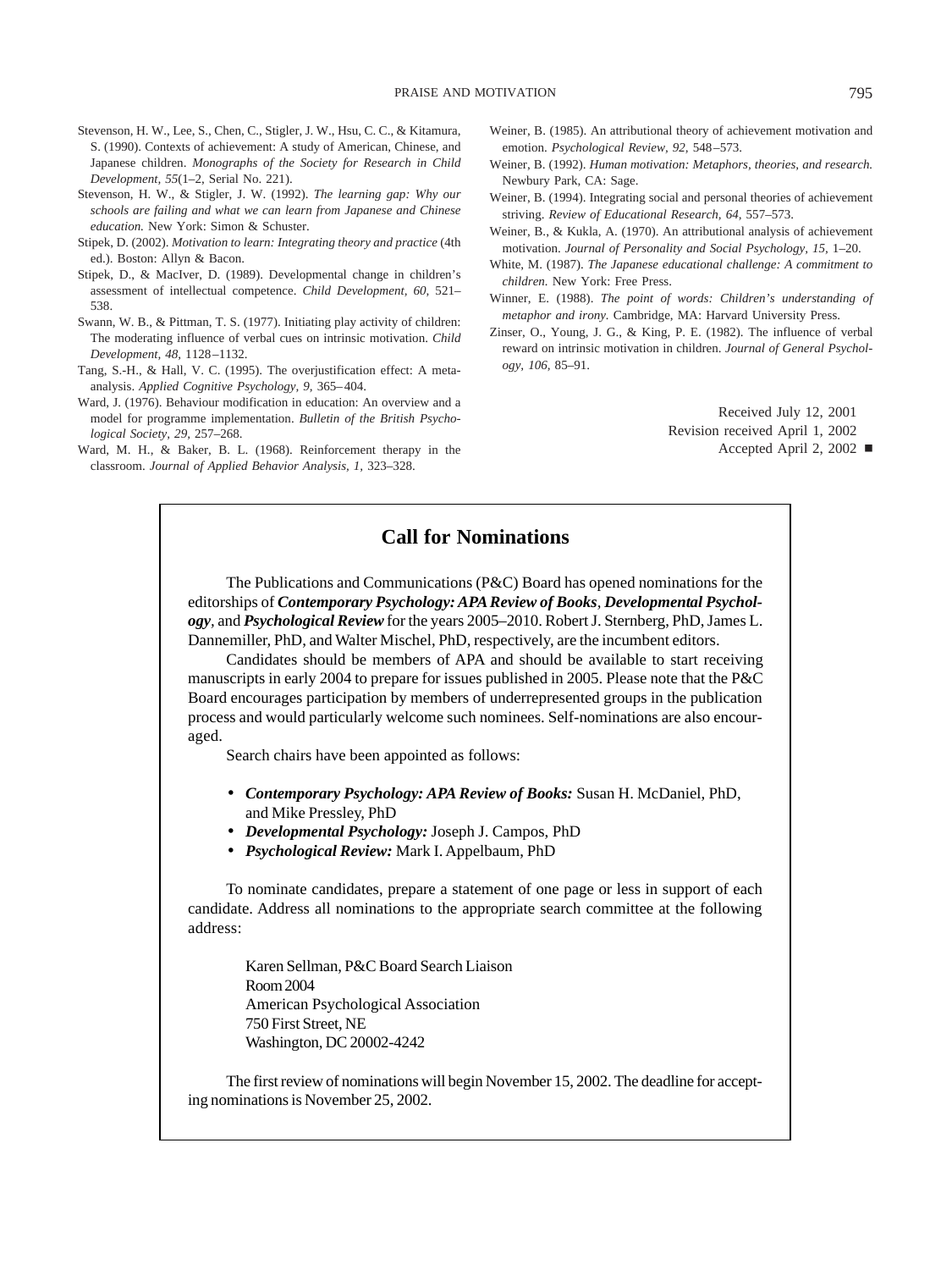Stevenson, H. W., Lee, S., Chen, C., Stigler, J. W., Hsu, C. C., & Kitamura, S. (1990). Contexts of achievement: A study of American, Chinese, and Japanese children. *Monographs of the Society for Research in Child Development, 55*(1–2, Serial No. 221).

Stevenson, H. W., & Stigler, J. W. (1992). *The learning gap: Why our schools are failing and what we can learn from Japanese and Chinese education.* New York: Simon & Schuster.

Stipek, D. (2002). *Motivation to learn: Integrating theory and practice* (4th ed.). Boston: Allyn & Bacon.

Stipek, D., & MacIver, D. (1989). Developmental change in children's assessment of intellectual competence. *Child Development, 60,* 521–538.

Swann, W. B., & Pittman, T. S. (1977). Initiating play activity of children: The moderating influence of verbal cues on intrinsic motivation. *Child Development, 48,* 1128–1132.

Tang, S.-H., & Hall, V. C. (1995). The overjustification effect: A meta-analysis. *Applied Cognitive Psychology, 9,* 365–404.

Ward, J. (1976). Behaviour modification in education: An overview and a model for programme implementation. *Bulletin of the British Psychological Society, 29,* 257–268.

Ward, M. H., & Baker, B. L. (1968). Reinforcement therapy in the classroom. *Journal of Applied Behavior Analysis, 1,* 323–328.

Weiner, B. (1985). An attributional theory of achievement motivation and emotion. *Psychological Review, 92,* 548–573.

Weiner, B. (1992). *Human motivation: Metaphors, theories, and research.* Newbury Park, CA: Sage.

Weiner, B. (1994). Integrating social and personal theories of achievement striving. *Review of Educational Research, 64,* 557–573.

Weiner, B., & Kukla, A. (1970). An attributional analysis of achievement motivation. *Journal of Personality and Social Psychology, 15,* 1–20.

White, M. (1987). *The Japanese educational challenge: A commitment to children.* New York: Free Press.

Winner, E. (1988). *The point of words: Children's understanding of metaphor and irony.* Cambridge, MA: Harvard University Press.

Zinser, O., Young, J. G., & King, P. E. (1982). The influence of verbal reward on intrinsic motivation in children. *Journal of General Psychology, 106,* 85–91.

Received July 12, 2001
Revision received April 1, 2002
Accepted April 2, 2002 ■

## Call for Nominations

The Publications and Communications (P&C) Board has opened nominations for the editorships of ***Contemporary Psychology: APA Review of Books***, ***Developmental Psychology***, and ***Psychological Review*** for the years 2005–2010. Robert J. Sternberg, PhD, James L. Dannemiller, PhD, and Walter Mischel, PhD, respectively, are the incumbent editors.

Candidates should be members of APA and should be available to start receiving manuscripts in early 2004 to prepare for issues published in 2005. Please note that the P&C Board encourages participation by members of underrepresented groups in the publication process and would particularly welcome such nominees. Self-nominations are also encouraged.

Search chairs have been appointed as follows:

- ***Contemporary Psychology: APA Review of Books:*** Susan H. McDaniel, PhD, and Mike Pressley, PhD
- ***Developmental Psychology:*** Joseph J. Campos, PhD
- ***Psychological Review:*** Mark I. Appelbaum, PhD

To nominate candidates, prepare a statement of one page or less in support of each candidate. Address all nominations to the appropriate search committee at the following address:

Karen Sellman, P&C Board Search Liaison
Room 2004
American Psychological Association
750 First Street, NE
Washington, DC 20002-4242

The first review of nominations will begin November 15, 2002. The deadline for accepting nominations is November 25, 2002.